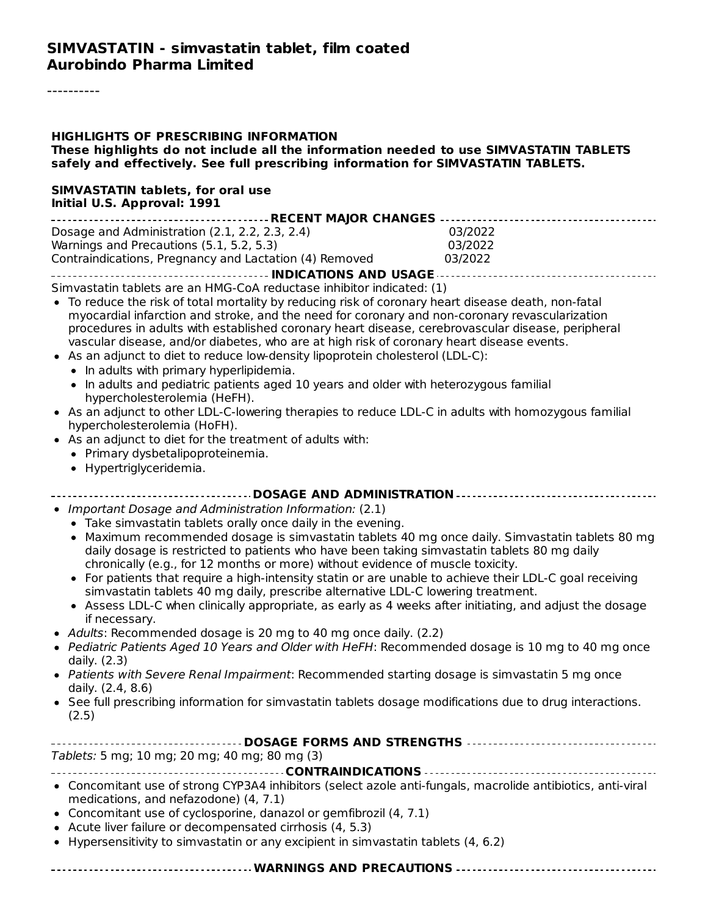# SIMVASTATIN - simvastatin tablet, film coated
# Aurobindo Pharma Limited

----------

**HIGHLIGHTS OF PRESCRIBING INFORMATION**
**These highlights do not include all the information needed to use SIMVASTATIN TABLETS safely and effectively. See full prescribing information for SIMVASTATIN TABLETS.**

**SIMVASTATIN tablets, for oral use**
**Initial U.S. Approval: 1991**

## RECENT MAJOR CHANGES

| | |
|---|---|
| Dosage and Administration (2.1, 2.2, 2.3, 2.4) | 03/2022 |
| Warnings and Precautions (5.1, 5.2, 5.3) | 03/2022 |
| Contraindications, Pregnancy and Lactation (4) Removed | 03/2022 |

## INDICATIONS AND USAGE

Simvastatin tablets are an HMG-CoA reductase inhibitor indicated: (1)

- To reduce the risk of total mortality by reducing risk of coronary heart disease death, non-fatal myocardial infarction and stroke, and the need for coronary and non-coronary revascularization procedures in adults with established coronary heart disease, cerebrovascular disease, peripheral vascular disease, and/or diabetes, who are at high risk of coronary heart disease events.
- As an adjunct to diet to reduce low-density lipoprotein cholesterol (LDL-C):
  - In adults with primary hyperlipidemia.
  - In adults and pediatric patients aged 10 years and older with heterozygous familial hypercholesterolemia (HeFH).
- As an adjunct to other LDL-C-lowering therapies to reduce LDL-C in adults with homozygous familial hypercholesterolemia (HoFH).
- As an adjunct to diet for the treatment of adults with:
  - Primary dysbetalipoproteinemia.
  - Hypertriglyceridemia.

## DOSAGE AND ADMINISTRATION

- *Important Dosage and Administration Information:* (2.1)
  - Take simvastatin tablets orally once daily in the evening.
  - Maximum recommended dosage is simvastatin tablets 40 mg once daily. Simvastatin tablets 80 mg daily dosage is restricted to patients who have been taking simvastatin tablets 80 mg daily chronically (e.g., for 12 months or more) without evidence of muscle toxicity.
  - For patients that require a high-intensity statin or are unable to achieve their LDL-C goal receiving simvastatin tablets 40 mg daily, prescribe alternative LDL-C lowering treatment.
  - Assess LDL-C when clinically appropriate, as early as 4 weeks after initiating, and adjust the dosage if necessary.
- *Adults*: Recommended dosage is 20 mg to 40 mg once daily. (2.2)
- *Pediatric Patients Aged 10 Years and Older with HeFH*: Recommended dosage is 10 mg to 40 mg once daily. (2.3)
- *Patients with Severe Renal Impairment*: Recommended starting dosage is simvastatin 5 mg once daily. (2.4, 8.6)
- See full prescribing information for simvastatin tablets dosage modifications due to drug interactions. (2.5)

## DOSAGE FORMS AND STRENGTHS

*Tablets:* 5 mg; 10 mg; 20 mg; 40 mg; 80 mg (3)

## CONTRAINDICATIONS

- Concomitant use of strong CYP3A4 inhibitors (select azole anti-fungals, macrolide antibiotics, anti-viral medications, and nefazodone) (4, 7.1)
- Concomitant use of cyclosporine, danazol or gemfibrozil (4, 7.1)
- Acute liver failure or decompensated cirrhosis (4, 5.3)
- Hypersensitivity to simvastatin or any excipient in simvastatin tablets (4, 6.2)

## WARNINGS AND PRECAUTIONS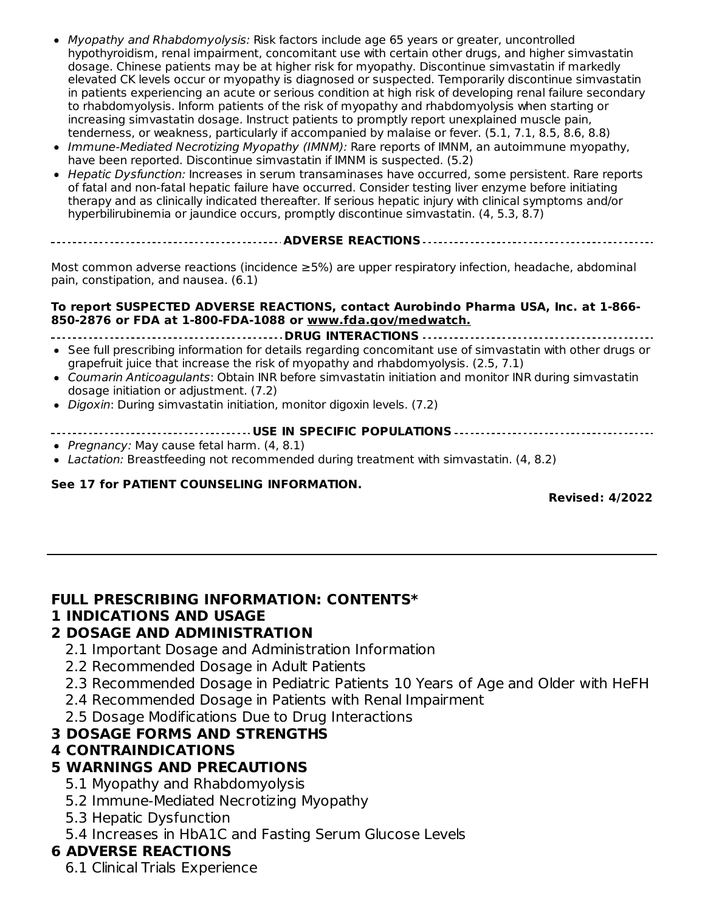- *Myopathy and Rhabdomyolysis:* Risk factors include age 65 years or greater, uncontrolled hypothyroidism, renal impairment, concomitant use with certain other drugs, and higher simvastatin dosage. Chinese patients may be at higher risk for myopathy. Discontinue simvastatin if markedly elevated CK levels occur or myopathy is diagnosed or suspected. Temporarily discontinue simvastatin in patients experiencing an acute or serious condition at high risk of developing renal failure secondary to rhabdomyolysis. Inform patients of the risk of myopathy and rhabdomyolysis when starting or increasing simvastatin dosage. Instruct patients to promptly report unexplained muscle pain, tenderness, or weakness, particularly if accompanied by malaise or fever. (5.1, 7.1, 8.5, 8.6, 8.8)
- *Immune-Mediated Necrotizing Myopathy (IMNM):* Rare reports of IMNM, an autoimmune myopathy, have been reported. Discontinue simvastatin if IMNM is suspected. (5.2)
- *Hepatic Dysfunction:* Increases in serum transaminases have occurred, some persistent. Rare reports of fatal and non-fatal hepatic failure have occurred. Consider testing liver enzyme before initiating therapy and as clinically indicated thereafter. If serious hepatic injury with clinical symptoms and/or hyperbilirubinemia or jaundice occurs, promptly discontinue simvastatin. (4, 5.3, 8.7)

**ADVERSE REACTIONS**

Most common adverse reactions (incidence ≥5%) are upper respiratory infection, headache, abdominal pain, constipation, and nausea. (6.1)

**To report SUSPECTED ADVERSE REACTIONS, contact Aurobindo Pharma USA, Inc. at 1-866-850-2876 or FDA at 1-800-FDA-1088 or www.fda.gov/medwatch.**

**DRUG INTERACTIONS**

- See full prescribing information for details regarding concomitant use of simvastatin with other drugs or grapefruit juice that increase the risk of myopathy and rhabdomyolysis. (2.5, 7.1)
- *Coumarin Anticoagulants*: Obtain INR before simvastatin initiation and monitor INR during simvastatin dosage initiation or adjustment. (7.2)
- *Digoxin*: During simvastatin initiation, monitor digoxin levels. (7.2)

**USE IN SPECIFIC POPULATIONS**

- *Pregnancy:* May cause fetal harm. (4, 8.1)
- *Lactation:* Breastfeeding not recommended during treatment with simvastatin. (4, 8.2)

**See 17 for PATIENT COUNSELING INFORMATION.**

**Revised: 4/2022**

---

## FULL PRESCRIBING INFORMATION: CONTENTS*

**1 INDICATIONS AND USAGE**

**2 DOSAGE AND ADMINISTRATION**

- 2.1 Important Dosage and Administration Information
- 2.2 Recommended Dosage in Adult Patients
- 2.3 Recommended Dosage in Pediatric Patients 10 Years of Age and Older with HeFH
- 2.4 Recommended Dosage in Patients with Renal Impairment
- 2.5 Dosage Modifications Due to Drug Interactions

**3 DOSAGE FORMS AND STRENGTHS**

**4 CONTRAINDICATIONS**

**5 WARNINGS AND PRECAUTIONS**

- 5.1 Myopathy and Rhabdomyolysis
- 5.2 Immune-Mediated Necrotizing Myopathy
- 5.3 Hepatic Dysfunction
- 5.4 Increases in HbA1C and Fasting Serum Glucose Levels

**6 ADVERSE REACTIONS**

- 6.1 Clinical Trials Experience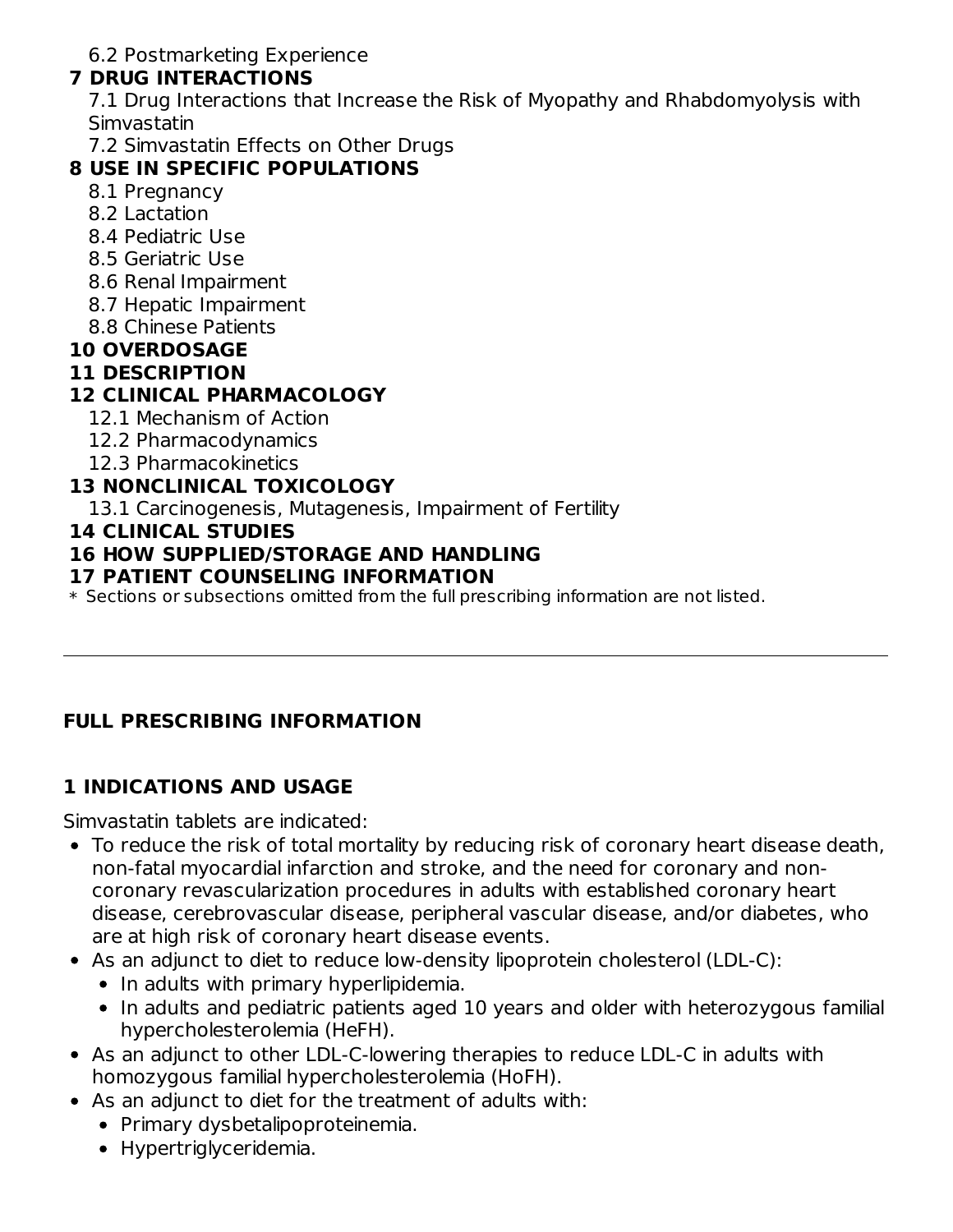6.2 Postmarketing Experience

**7 DRUG INTERACTIONS**

7.1 Drug Interactions that Increase the Risk of Myopathy and Rhabdomyolysis with Simvastatin

7.2 Simvastatin Effects on Other Drugs

**8 USE IN SPECIFIC POPULATIONS**

8.1 Pregnancy

8.2 Lactation

8.4 Pediatric Use

8.5 Geriatric Use

8.6 Renal Impairment

8.7 Hepatic Impairment

8.8 Chinese Patients

**10 OVERDOSAGE**

**11 DESCRIPTION**

**12 CLINICAL PHARMACOLOGY**

12.1 Mechanism of Action

12.2 Pharmacodynamics

12.3 Pharmacokinetics

**13 NONCLINICAL TOXICOLOGY**

13.1 Carcinogenesis, Mutagenesis, Impairment of Fertility

**14 CLINICAL STUDIES**

**16 HOW SUPPLIED/STORAGE AND HANDLING**

**17 PATIENT COUNSELING INFORMATION**

\* Sections or subsections omitted from the full prescribing information are not listed.

---

## FULL PRESCRIBING INFORMATION

## 1 INDICATIONS AND USAGE

Simvastatin tablets are indicated:

- To reduce the risk of total mortality by reducing risk of coronary heart disease death, non-fatal myocardial infarction and stroke, and the need for coronary and non-coronary revascularization procedures in adults with established coronary heart disease, cerebrovascular disease, peripheral vascular disease, and/or diabetes, who are at high risk of coronary heart disease events.
- As an adjunct to diet to reduce low-density lipoprotein cholesterol (LDL-C):
  - In adults with primary hyperlipidemia.
  - In adults and pediatric patients aged 10 years and older with heterozygous familial hypercholesterolemia (HeFH).
- As an adjunct to other LDL-C-lowering therapies to reduce LDL-C in adults with homozygous familial hypercholesterolemia (HoFH).
- As an adjunct to diet for the treatment of adults with:
  - Primary dysbetalipoproteinemia.
  - Hypertriglyceridemia.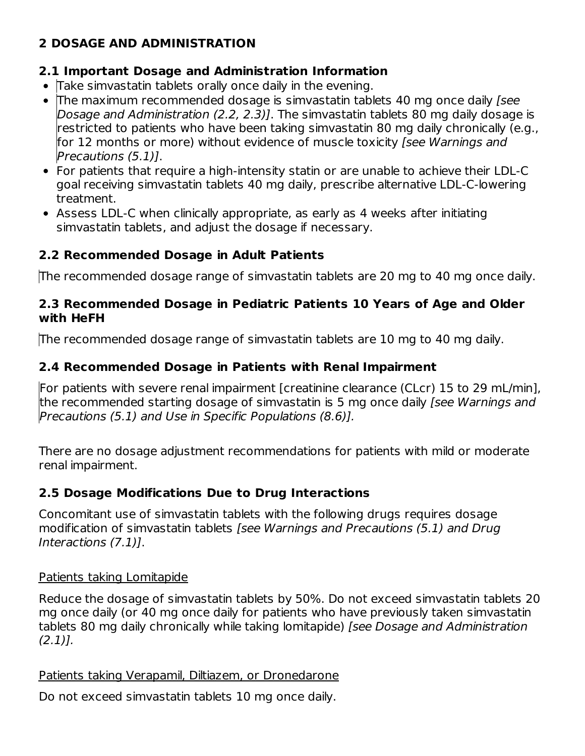# 2 DOSAGE AND ADMINISTRATION

## 2.1 Important Dosage and Administration Information

- Take simvastatin tablets orally once daily in the evening.
- The maximum recommended dosage is simvastatin tablets 40 mg once daily *[see Dosage and Administration (2.2, 2.3)]*. The simvastatin tablets 80 mg daily dosage is restricted to patients who have been taking simvastatin 80 mg daily chronically (e.g., for 12 months or more) without evidence of muscle toxicity *[see Warnings and Precautions (5.1)]*.
- For patients that require a high-intensity statin or are unable to achieve their LDL-C goal receiving simvastatin tablets 40 mg daily, prescribe alternative LDL-C-lowering treatment.
- Assess LDL-C when clinically appropriate, as early as 4 weeks after initiating simvastatin tablets, and adjust the dosage if necessary.

## 2.2 Recommended Dosage in Adult Patients

The recommended dosage range of simvastatin tablets are 20 mg to 40 mg once daily.

## 2.3 Recommended Dosage in Pediatric Patients 10 Years of Age and Older with HeFH

The recommended dosage range of simvastatin tablets are 10 mg to 40 mg daily.

## 2.4 Recommended Dosage in Patients with Renal Impairment

For patients with severe renal impairment [creatinine clearance (CLcr) 15 to 29 mL/min], the recommended starting dosage of simvastatin is 5 mg once daily *[see Warnings and Precautions (5.1) and Use in Specific Populations (8.6)].*

There are no dosage adjustment recommendations for patients with mild or moderate renal impairment.

## 2.5 Dosage Modifications Due to Drug Interactions

Concomitant use of simvastatin tablets with the following drugs requires dosage modification of simvastatin tablets *[see Warnings and Precautions (5.1) and Drug Interactions (7.1)]*.

Patients taking Lomitapide

Reduce the dosage of simvastatin tablets by 50%. Do not exceed simvastatin tablets 20 mg once daily (or 40 mg once daily for patients who have previously taken simvastatin tablets 80 mg daily chronically while taking lomitapide) *[see Dosage and Administration (2.1)].*

Patients taking Verapamil, Diltiazem, or Dronedarone

Do not exceed simvastatin tablets 10 mg once daily.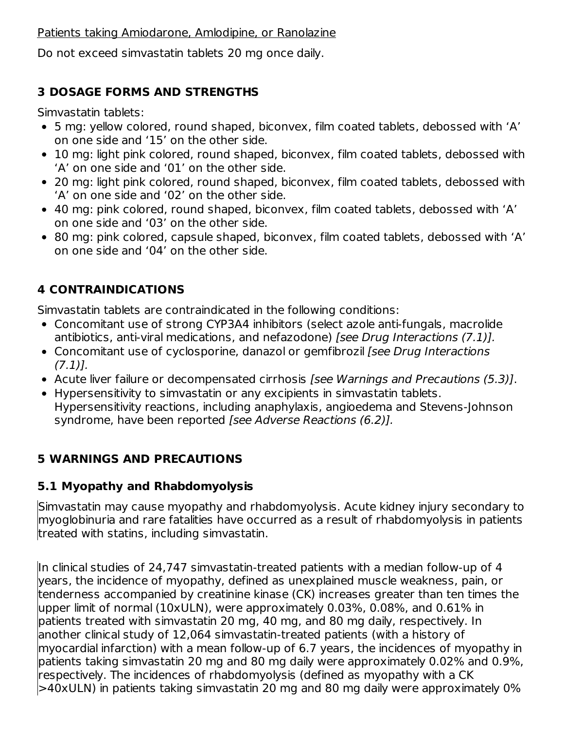Patients taking Amiodarone, Amlodipine, or Ranolazine

Do not exceed simvastatin tablets 20 mg once daily.

## 3 DOSAGE FORMS AND STRENGTHS

Simvastatin tablets:

- 5 mg: yellow colored, round shaped, biconvex, film coated tablets, debossed with ‘A’ on one side and ‘15’ on the other side.
- 10 mg: light pink colored, round shaped, biconvex, film coated tablets, debossed with ‘A’ on one side and ‘01’ on the other side.
- 20 mg: light pink colored, round shaped, biconvex, film coated tablets, debossed with ‘A’ on one side and ‘02’ on the other side.
- 40 mg: pink colored, round shaped, biconvex, film coated tablets, debossed with ‘A’ on one side and ‘03’ on the other side.
- 80 mg: pink colored, capsule shaped, biconvex, film coated tablets, debossed with ‘A’ on one side and ‘04’ on the other side.

## 4 CONTRAINDICATIONS

Simvastatin tablets are contraindicated in the following conditions:

- Concomitant use of strong CYP3A4 inhibitors (select azole anti-fungals, macrolide antibiotics, anti-viral medications, and nefazodone) *[see Drug Interactions (7.1)].*
- Concomitant use of cyclosporine, danazol or gemfibrozil *[see Drug Interactions (7.1)].*
- Acute liver failure or decompensated cirrhosis *[see Warnings and Precautions (5.3)]*.
- Hypersensitivity to simvastatin or any excipients in simvastatin tablets. Hypersensitivity reactions, including anaphylaxis, angioedema and Stevens-Johnson syndrome, have been reported *[see Adverse Reactions (6.2)].*

## 5 WARNINGS AND PRECAUTIONS

### 5.1 Myopathy and Rhabdomyolysis

Simvastatin may cause myopathy and rhabdomyolysis. Acute kidney injury secondary to myoglobinuria and rare fatalities have occurred as a result of rhabdomyolysis in patients treated with statins, including simvastatin.

In clinical studies of 24,747 simvastatin-treated patients with a median follow-up of 4 years, the incidence of myopathy, defined as unexplained muscle weakness, pain, or tenderness accompanied by creatinine kinase (CK) increases greater than ten times the upper limit of normal (10xULN), were approximately 0.03%, 0.08%, and 0.61% in patients treated with simvastatin 20 mg, 40 mg, and 80 mg daily, respectively. In another clinical study of 12,064 simvastatin-treated patients (with a history of myocardial infarction) with a mean follow-up of 6.7 years, the incidences of myopathy in patients taking simvastatin 20 mg and 80 mg daily were approximately 0.02% and 0.9%, respectively. The incidences of rhabdomyolysis (defined as myopathy with a CK >40xULN) in patients taking simvastatin 20 mg and 80 mg daily were approximately 0%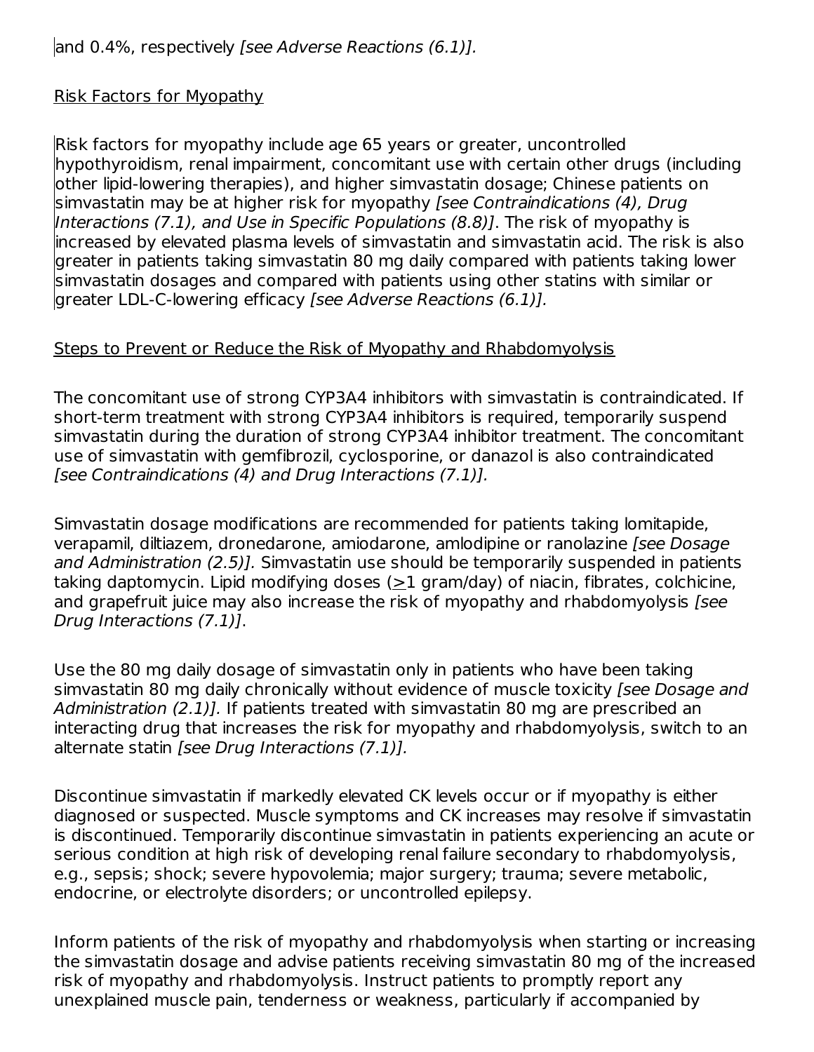and 0.4%, respectively *[see Adverse Reactions (6.1)].*

Risk Factors for Myopathy

Risk factors for myopathy include age 65 years or greater, uncontrolled hypothyroidism, renal impairment, concomitant use with certain other drugs (including other lipid-lowering therapies), and higher simvastatin dosage; Chinese patients on simvastatin may be at higher risk for myopathy *[see Contraindications (4), Drug Interactions (7.1), and Use in Specific Populations (8.8)]*. The risk of myopathy is increased by elevated plasma levels of simvastatin and simvastatin acid. The risk is also greater in patients taking simvastatin 80 mg daily compared with patients taking lower simvastatin dosages and compared with patients using other statins with similar or greater LDL-C-lowering efficacy *[see Adverse Reactions (6.1)].*

Steps to Prevent or Reduce the Risk of Myopathy and Rhabdomyolysis

The concomitant use of strong CYP3A4 inhibitors with simvastatin is contraindicated. If short-term treatment with strong CYP3A4 inhibitors is required, temporarily suspend simvastatin during the duration of strong CYP3A4 inhibitor treatment. The concomitant use of simvastatin with gemfibrozil, cyclosporine, or danazol is also contraindicated *[see Contraindications (4) and Drug Interactions (7.1)].*

Simvastatin dosage modifications are recommended for patients taking lomitapide, verapamil, diltiazem, dronedarone, amiodarone, amlodipine or ranolazine *[see Dosage and Administration (2.5)].* Simvastatin use should be temporarily suspended in patients taking daptomycin. Lipid modifying doses ($\geq$1 gram/day) of niacin, fibrates, colchicine, and grapefruit juice may also increase the risk of myopathy and rhabdomyolysis *[see Drug Interactions (7.1)]*.

Use the 80 mg daily dosage of simvastatin only in patients who have been taking simvastatin 80 mg daily chronically without evidence of muscle toxicity *[see Dosage and Administration (2.1)].* If patients treated with simvastatin 80 mg are prescribed an interacting drug that increases the risk for myopathy and rhabdomyolysis, switch to an alternate statin *[see Drug Interactions (7.1)].*

Discontinue simvastatin if markedly elevated CK levels occur or if myopathy is either diagnosed or suspected. Muscle symptoms and CK increases may resolve if simvastatin is discontinued. Temporarily discontinue simvastatin in patients experiencing an acute or serious condition at high risk of developing renal failure secondary to rhabdomyolysis, e.g., sepsis; shock; severe hypovolemia; major surgery; trauma; severe metabolic, endocrine, or electrolyte disorders; or uncontrolled epilepsy.

Inform patients of the risk of myopathy and rhabdomyolysis when starting or increasing the simvastatin dosage and advise patients receiving simvastatin 80 mg of the increased risk of myopathy and rhabdomyolysis. Instruct patients to promptly report any unexplained muscle pain, tenderness or weakness, particularly if accompanied by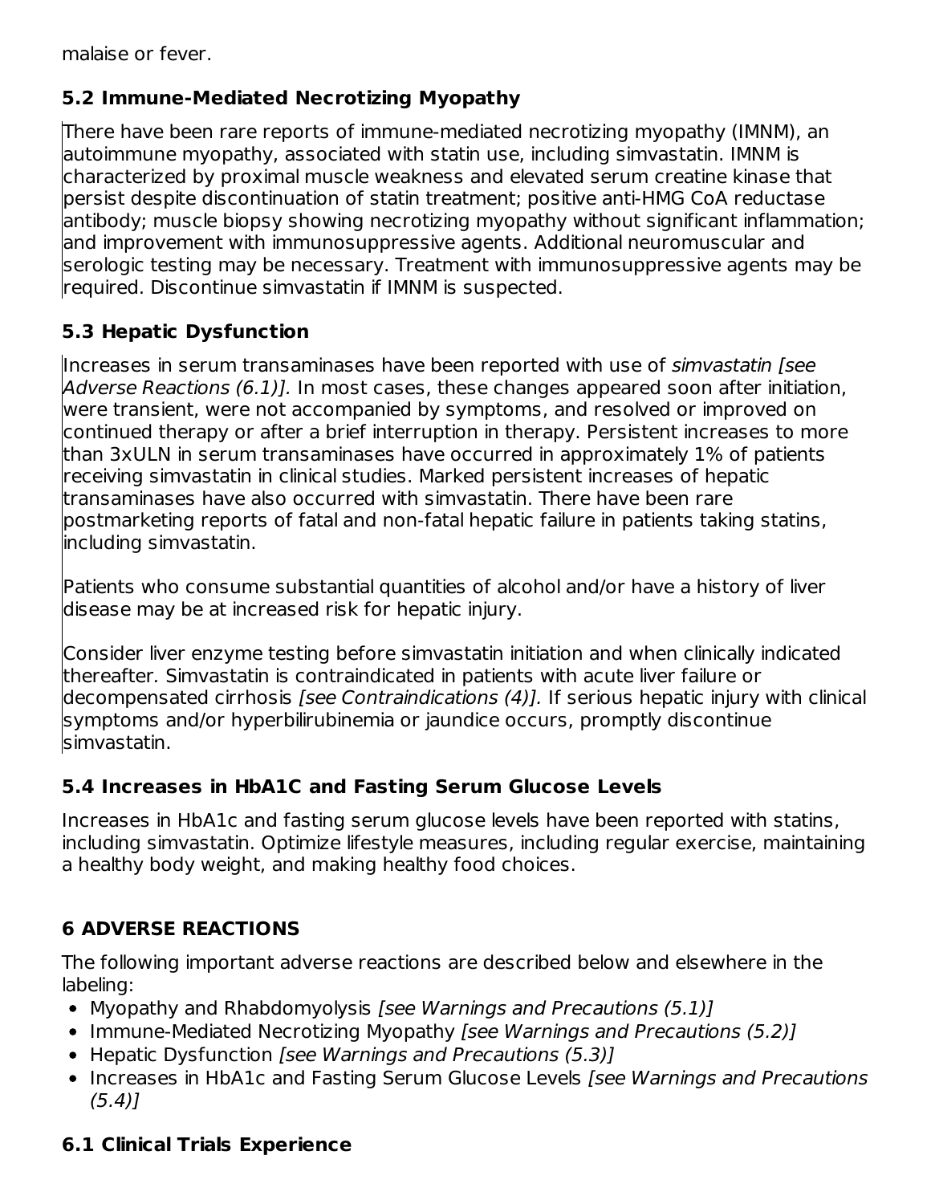malaise or fever.

### 5.2 Immune-Mediated Necrotizing Myopathy

There have been rare reports of immune-mediated necrotizing myopathy (IMNM), an autoimmune myopathy, associated with statin use, including simvastatin. IMNM is characterized by proximal muscle weakness and elevated serum creatine kinase that persist despite discontinuation of statin treatment; positive anti-HMG CoA reductase antibody; muscle biopsy showing necrotizing myopathy without significant inflammation; and improvement with immunosuppressive agents. Additional neuromuscular and serologic testing may be necessary. Treatment with immunosuppressive agents may be required. Discontinue simvastatin if IMNM is suspected.

### 5.3 Hepatic Dysfunction

Increases in serum transaminases have been reported with use of *simvastatin [see Adverse Reactions (6.1)].* In most cases, these changes appeared soon after initiation, were transient, were not accompanied by symptoms, and resolved or improved on continued therapy or after a brief interruption in therapy. Persistent increases to more than 3xULN in serum transaminases have occurred in approximately 1% of patients receiving simvastatin in clinical studies. Marked persistent increases of hepatic transaminases have also occurred with simvastatin. There have been rare postmarketing reports of fatal and non-fatal hepatic failure in patients taking statins, including simvastatin.

Patients who consume substantial quantities of alcohol and/or have a history of liver disease may be at increased risk for hepatic injury.

Consider liver enzyme testing before simvastatin initiation and when clinically indicated thereafter. Simvastatin is contraindicated in patients with acute liver failure or decompensated cirrhosis *[see Contraindications (4)].* If serious hepatic injury with clinical symptoms and/or hyperbilirubinemia or jaundice occurs, promptly discontinue simvastatin.

### 5.4 Increases in HbA1C and Fasting Serum Glucose Levels

Increases in HbA1c and fasting serum glucose levels have been reported with statins, including simvastatin. Optimize lifestyle measures, including regular exercise, maintaining a healthy body weight, and making healthy food choices.

## 6 ADVERSE REACTIONS

The following important adverse reactions are described below and elsewhere in the labeling:

- Myopathy and Rhabdomyolysis *[see Warnings and Precautions (5.1)]*
- Immune-Mediated Necrotizing Myopathy *[see Warnings and Precautions (5.2)]*
- Hepatic Dysfunction *[see Warnings and Precautions (5.3)]*
- Increases in HbA1c and Fasting Serum Glucose Levels *[see Warnings and Precautions (5.4)]*

### 6.1 Clinical Trials Experience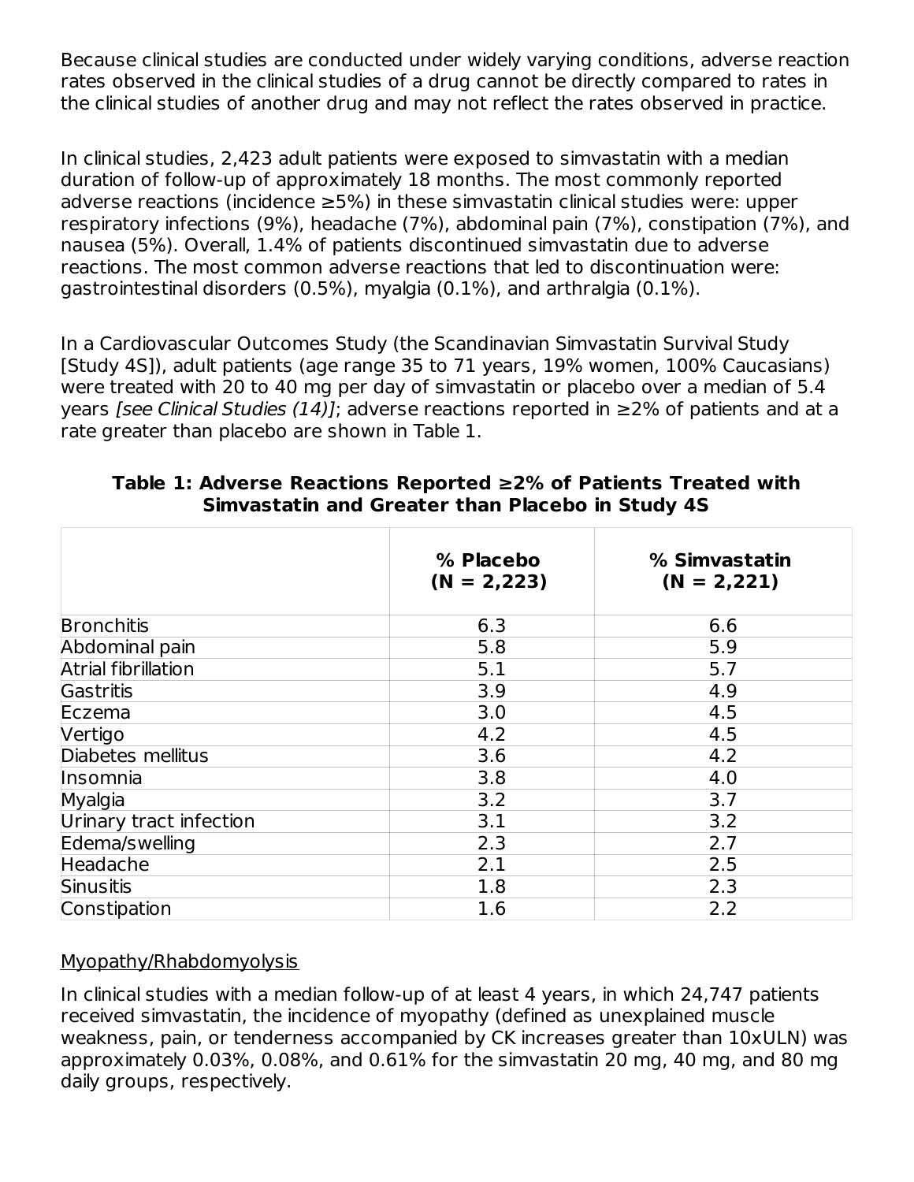Because clinical studies are conducted under widely varying conditions, adverse reaction rates observed in the clinical studies of a drug cannot be directly compared to rates in the clinical studies of another drug and may not reflect the rates observed in practice.

In clinical studies, 2,423 adult patients were exposed to simvastatin with a median duration of follow-up of approximately 18 months. The most commonly reported adverse reactions (incidence ≥5%) in these simvastatin clinical studies were: upper respiratory infections (9%), headache (7%), abdominal pain (7%), constipation (7%), and nausea (5%). Overall, 1.4% of patients discontinued simvastatin due to adverse reactions. The most common adverse reactions that led to discontinuation were: gastrointestinal disorders (0.5%), myalgia (0.1%), and arthralgia (0.1%).

In a Cardiovascular Outcomes Study (the Scandinavian Simvastatin Survival Study [Study 4S]), adult patients (age range 35 to 71 years, 19% women, 100% Caucasians) were treated with 20 to 40 mg per day of simvastatin or placebo over a median of 5.4 years *[see Clinical Studies (14)]*; adverse reactions reported in ≥2% of patients and at a rate greater than placebo are shown in Table 1.

**Table 1: Adverse Reactions Reported ≥2% of Patients Treated with Simvastatin and Greater than Placebo in Study 4S**

| | **% Placebo (N = 2,223)** | **% Simvastatin (N = 2,221)** |
|---|---|---|
| Bronchitis | 6.3 | 6.6 |
| Abdominal pain | 5.8 | 5.9 |
| Atrial fibrillation | 5.1 | 5.7 |
| Gastritis | 3.9 | 4.9 |
| Eczema | 3.0 | 4.5 |
| Vertigo | 4.2 | 4.5 |
| Diabetes mellitus | 3.6 | 4.2 |
| Insomnia | 3.8 | 4.0 |
| Myalgia | 3.2 | 3.7 |
| Urinary tract infection | 3.1 | 3.2 |
| Edema/swelling | 2.3 | 2.7 |
| Headache | 2.1 | 2.5 |
| Sinusitis | 1.8 | 2.3 |
| Constipation | 1.6 | 2.2 |

Myopathy/Rhabdomyolysis

In clinical studies with a median follow-up of at least 4 years, in which 24,747 patients received simvastatin, the incidence of myopathy (defined as unexplained muscle weakness, pain, or tenderness accompanied by CK increases greater than 10xULN) was approximately 0.03%, 0.08%, and 0.61% for the simvastatin 20 mg, 40 mg, and 80 mg daily groups, respectively.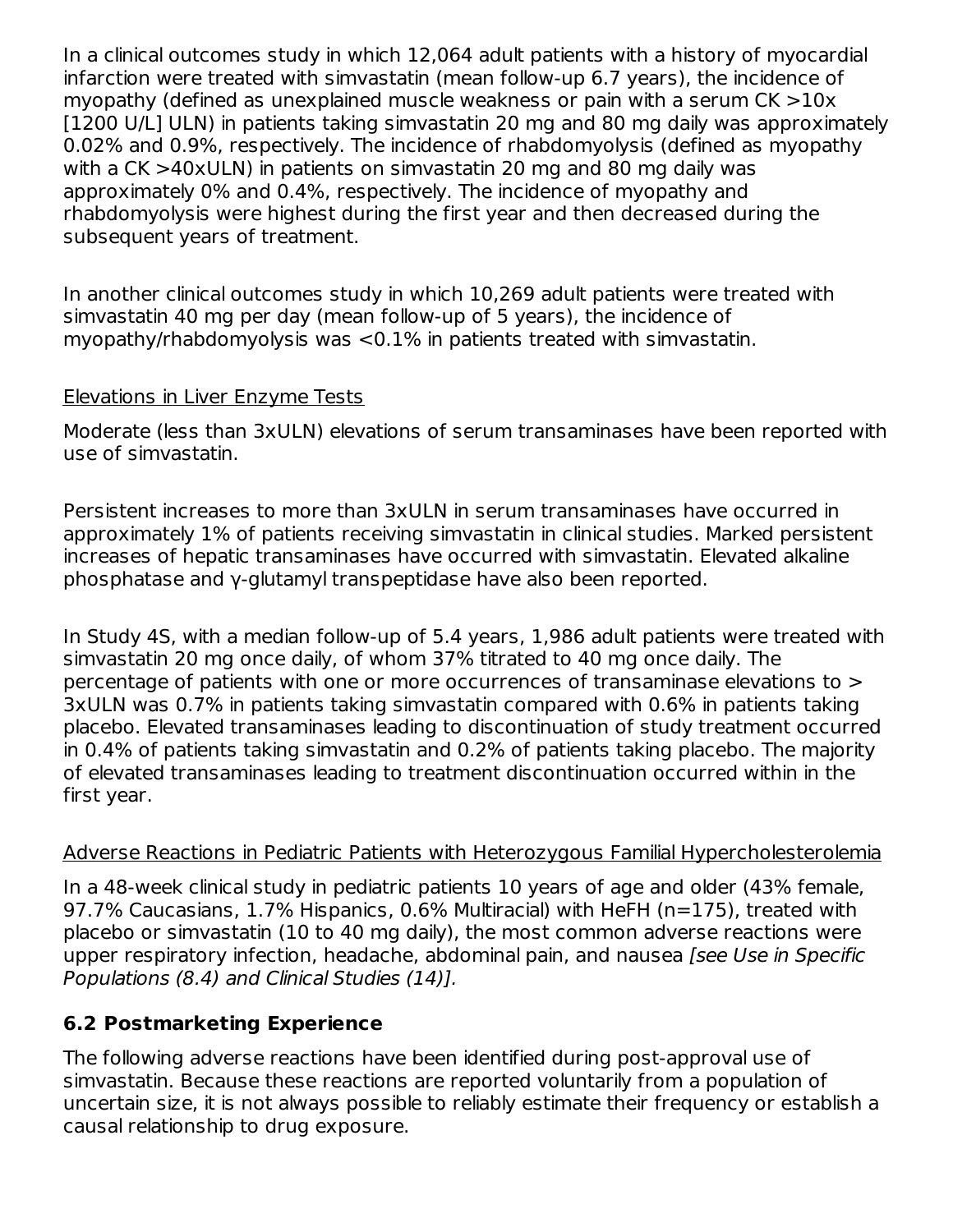In a clinical outcomes study in which 12,064 adult patients with a history of myocardial infarction were treated with simvastatin (mean follow-up 6.7 years), the incidence of myopathy (defined as unexplained muscle weakness or pain with a serum CK >10x [1200 U/L] ULN) in patients taking simvastatin 20 mg and 80 mg daily was approximately 0.02% and 0.9%, respectively. The incidence of rhabdomyolysis (defined as myopathy with a CK >40xULN) in patients on simvastatin 20 mg and 80 mg daily was approximately 0% and 0.4%, respectively. The incidence of myopathy and rhabdomyolysis were highest during the first year and then decreased during the subsequent years of treatment.

In another clinical outcomes study in which 10,269 adult patients were treated with simvastatin 40 mg per day (mean follow-up of 5 years), the incidence of myopathy/rhabdomyolysis was <0.1% in patients treated with simvastatin.

Elevations in Liver Enzyme Tests

Moderate (less than 3xULN) elevations of serum transaminases have been reported with use of simvastatin.

Persistent increases to more than 3xULN in serum transaminases have occurred in approximately 1% of patients receiving simvastatin in clinical studies. Marked persistent increases of hepatic transaminases have occurred with simvastatin. Elevated alkaline phosphatase and γ-glutamyl transpeptidase have also been reported.

In Study 4S, with a median follow-up of 5.4 years, 1,986 adult patients were treated with simvastatin 20 mg once daily, of whom 37% titrated to 40 mg once daily. The percentage of patients with one or more occurrences of transaminase elevations to > 3xULN was 0.7% in patients taking simvastatin compared with 0.6% in patients taking placebo. Elevated transaminases leading to discontinuation of study treatment occurred in 0.4% of patients taking simvastatin and 0.2% of patients taking placebo. The majority of elevated transaminases leading to treatment discontinuation occurred within in the first year.

Adverse Reactions in Pediatric Patients with Heterozygous Familial Hypercholesterolemia

In a 48-week clinical study in pediatric patients 10 years of age and older (43% female, 97.7% Caucasians, 1.7% Hispanics, 0.6% Multiracial) with HeFH (n=175), treated with placebo or simvastatin (10 to 40 mg daily), the most common adverse reactions were upper respiratory infection, headache, abdominal pain, and nausea *[see Use in Specific Populations (8.4) and Clinical Studies (14)]*.

## 6.2 Postmarketing Experience

The following adverse reactions have been identified during post-approval use of simvastatin. Because these reactions are reported voluntarily from a population of uncertain size, it is not always possible to reliably estimate their frequency or establish a causal relationship to drug exposure.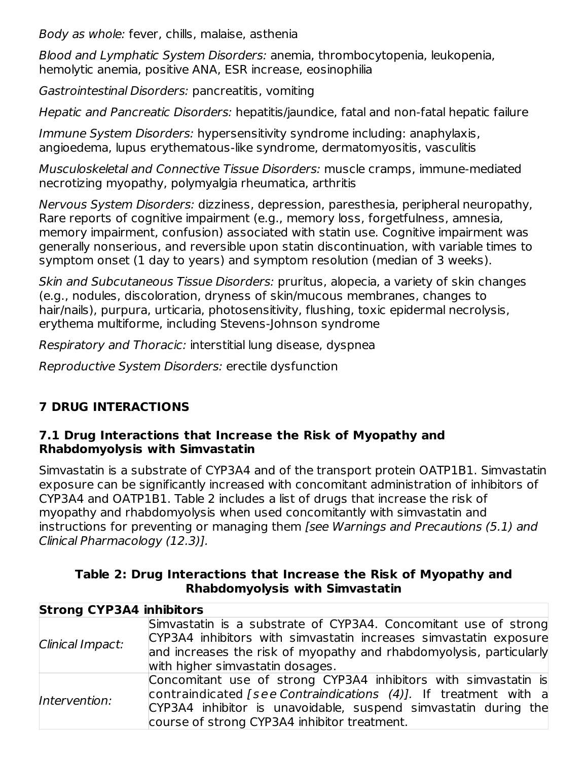*Body as whole:* fever, chills, malaise, asthenia

*Blood and Lymphatic System Disorders:* anemia, thrombocytopenia, leukopenia, hemolytic anemia, positive ANA, ESR increase, eosinophilia

*Gastrointestinal Disorders:* pancreatitis, vomiting

*Hepatic and Pancreatic Disorders:* hepatitis/jaundice, fatal and non-fatal hepatic failure

*Immune System Disorders:* hypersensitivity syndrome including: anaphylaxis, angioedema, lupus erythematous-like syndrome, dermatomyositis, vasculitis

*Musculoskeletal and Connective Tissue Disorders:* muscle cramps, immune-mediated necrotizing myopathy, polymyalgia rheumatica, arthritis

*Nervous System Disorders:* dizziness, depression, paresthesia, peripheral neuropathy, Rare reports of cognitive impairment (e.g., memory loss, forgetfulness, amnesia, memory impairment, confusion) associated with statin use. Cognitive impairment was generally nonserious, and reversible upon statin discontinuation, with variable times to symptom onset (1 day to years) and symptom resolution (median of 3 weeks).

*Skin and Subcutaneous Tissue Disorders:* pruritus, alopecia, a variety of skin changes (e.g., nodules, discoloration, dryness of skin/mucous membranes, changes to hair/nails), purpura, urticaria, photosensitivity, flushing, toxic epidermal necrolysis, erythema multiforme, including Stevens-Johnson syndrome

*Respiratory and Thoracic:* interstitial lung disease, dyspnea

*Reproductive System Disorders:* erectile dysfunction

## 7 DRUG INTERACTIONS

### 7.1 Drug Interactions that Increase the Risk of Myopathy and Rhabdomyolysis with Simvastatin

Simvastatin is a substrate of CYP3A4 and of the transport protein OATP1B1. Simvastatin exposure can be significantly increased with concomitant administration of inhibitors of CYP3A4 and OATP1B1. Table 2 includes a list of drugs that increase the risk of myopathy and rhabdomyolysis when used concomitantly with simvastatin and instructions for preventing or managing them *[see Warnings and Precautions (5.1) and Clinical Pharmacology (12.3)].*

**Table 2: Drug Interactions that Increase the Risk of Myopathy and Rhabdomyolysis with Simvastatin**

| **Strong CYP3A4 inhibitors** | |
|---|---|
| *Clinical Impact:* | Simvastatin is a substrate of CYP3A4. Concomitant use of strong CYP3A4 inhibitors with simvastatin increases simvastatin exposure and increases the risk of myopathy and rhabdomyolysis, particularly with higher simvastatin dosages. |
| *Intervention:* | Concomitant use of strong CYP3A4 inhibitors with simvastatin is contraindicated *[see Contraindications (4)].* If treatment with a CYP3A4 inhibitor is unavoidable, suspend simvastatin during the course of strong CYP3A4 inhibitor treatment. |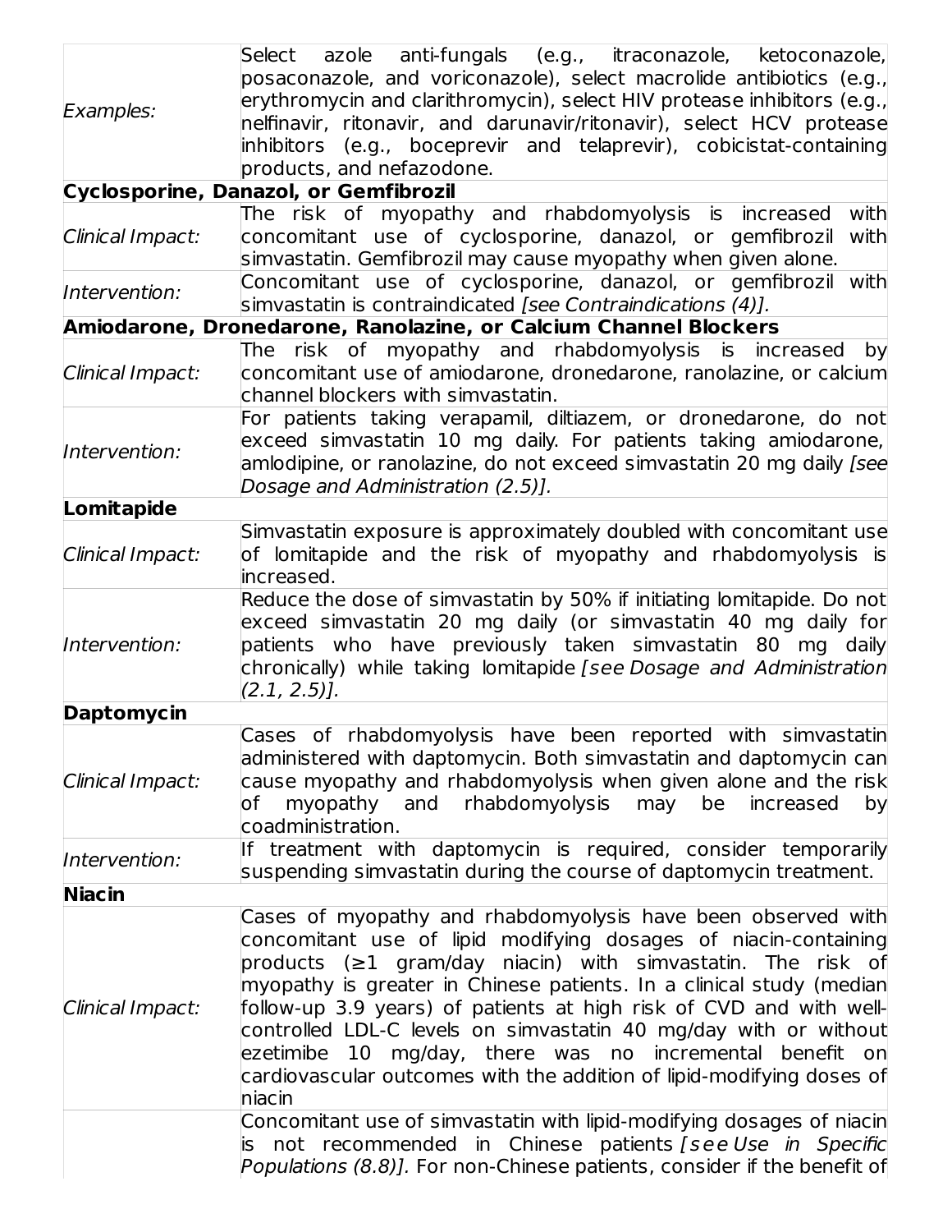| | |
|---|---|
| *Examples:* | Select azole anti-fungals (e.g., itraconazole, ketoconazole, posaconazole, and voriconazole), select macrolide antibiotics (e.g., erythromycin and clarithromycin), select HIV protease inhibitors (e.g., nelfinavir, ritonavir, and darunavir/ritonavir), select HCV protease inhibitors (e.g., boceprevir and telaprevir), cobicistat-containing products, and nefazodone. |
| **Cyclosporine, Danazol, or Gemfibrozil** | |
| *Clinical Impact:* | The risk of myopathy and rhabdomyolysis is increased with concomitant use of cyclosporine, danazol, or gemfibrozil with simvastatin. Gemfibrozil may cause myopathy when given alone. |
| *Intervention:* | Concomitant use of cyclosporine, danazol, or gemfibrozil with simvastatin is contraindicated *[see Contraindications (4)].* |
| **Amiodarone, Dronedarone, Ranolazine, or Calcium Channel Blockers** | |
| *Clinical Impact:* | The risk of myopathy and rhabdomyolysis is increased by concomitant use of amiodarone, dronedarone, ranolazine, or calcium channel blockers with simvastatin. |
| *Intervention:* | For patients taking verapamil, diltiazem, or dronedarone, do not exceed simvastatin 10 mg daily. For patients taking amiodarone, amlodipine, or ranolazine, do not exceed simvastatin 20 mg daily *[see Dosage and Administration (2.5)].* |
| **Lomitapide** | |
| *Clinical Impact:* | Simvastatin exposure is approximately doubled with concomitant use of lomitapide and the risk of myopathy and rhabdomyolysis is increased. |
| *Intervention:* | Reduce the dose of simvastatin by 50% if initiating lomitapide. Do not exceed simvastatin 20 mg daily (or simvastatin 40 mg daily for patients who have previously taken simvastatin 80 mg daily chronically) while taking lomitapide *[see Dosage and Administration (2.1, 2.5)].* |
| **Daptomycin** | |
| *Clinical Impact:* | Cases of rhabdomyolysis have been reported with simvastatin administered with daptomycin. Both simvastatin and daptomycin can cause myopathy and rhabdomyolysis when given alone and the risk of myopathy and rhabdomyolysis may be increased by coadministration. |
| *Intervention:* | If treatment with daptomycin is required, consider temporarily suspending simvastatin during the course of daptomycin treatment. |
| **Niacin** | |
| *Clinical Impact:* | Cases of myopathy and rhabdomyolysis have been observed with concomitant use of lipid modifying dosages of niacin-containing products (≥1 gram/day niacin) with simvastatin. The risk of myopathy is greater in Chinese patients. In a clinical study (median follow-up 3.9 years) of patients at high risk of CVD and with well-controlled LDL-C levels on simvastatin 40 mg/day with or without ezetimibe 10 mg/day, there was no incremental benefit on cardiovascular outcomes with the addition of lipid-modifying doses of niacin |
| | Concomitant use of simvastatin with lipid-modifying dosages of niacin is not recommended in Chinese patients *[see Use in Specific Populations (8.8)].* For non-Chinese patients, consider if the benefit of |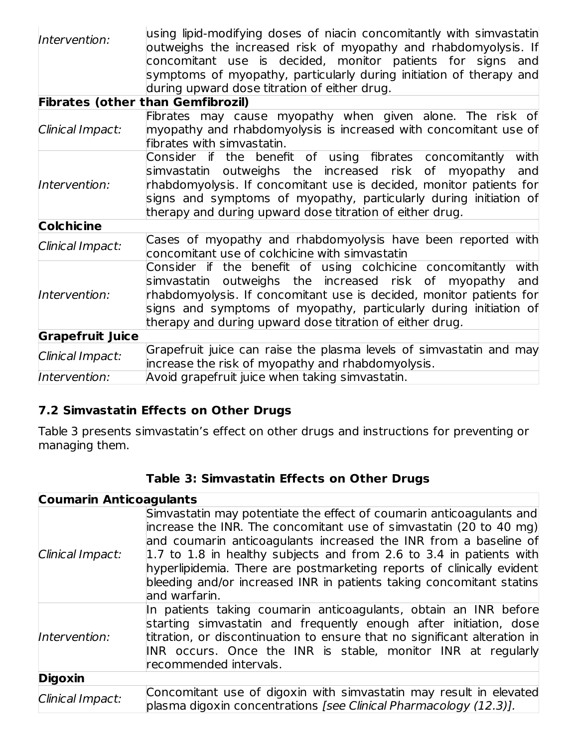| | |
|---|---|
| *Intervention:* | using lipid-modifying doses of niacin concomitantly with simvastatin outweighs the increased risk of myopathy and rhabdomyolysis. If concomitant use is decided, monitor patients for signs and symptoms of myopathy, particularly during initiation of therapy and during upward dose titration of either drug. |
| **Fibrates (other than Gemfibrozil)** | |
| *Clinical Impact:* | Fibrates may cause myopathy when given alone. The risk of myopathy and rhabdomyolysis is increased with concomitant use of fibrates with simvastatin. |
| *Intervention:* | Consider if the benefit of using fibrates concomitantly with simvastatin outweighs the increased risk of myopathy and rhabdomyolysis. If concomitant use is decided, monitor patients for signs and symptoms of myopathy, particularly during initiation of therapy and during upward dose titration of either drug. |
| **Colchicine** | |
| *Clinical Impact:* | Cases of myopathy and rhabdomyolysis have been reported with concomitant use of colchicine with simvastatin |
| *Intervention:* | Consider if the benefit of using colchicine concomitantly with simvastatin outweighs the increased risk of myopathy and rhabdomyolysis. If concomitant use is decided, monitor patients for signs and symptoms of myopathy, particularly during initiation of therapy and during upward dose titration of either drug. |
| **Grapefruit Juice** | |
| *Clinical Impact:* | Grapefruit juice can raise the plasma levels of simvastatin and may increase the risk of myopathy and rhabdomyolysis. |
| *Intervention:* | Avoid grapefruit juice when taking simvastatin. |

## 7.2 Simvastatin Effects on Other Drugs

Table 3 presents simvastatin's effect on other drugs and instructions for preventing or managing them.

**Table 3: Simvastatin Effects on Other Drugs**

| | |
|---|---|
| **Coumarin Anticoagulants** | |
| *Clinical Impact:* | Simvastatin may potentiate the effect of coumarin anticoagulants and increase the INR. The concomitant use of simvastatin (20 to 40 mg) and coumarin anticoagulants increased the INR from a baseline of 1.7 to 1.8 in healthy subjects and from 2.6 to 3.4 in patients with hyperlipidemia. There are postmarketing reports of clinically evident bleeding and/or increased INR in patients taking concomitant statins and warfarin. |
| *Intervention:* | In patients taking coumarin anticoagulants, obtain an INR before starting simvastatin and frequently enough after initiation, dose titration, or discontinuation to ensure that no significant alteration in INR occurs. Once the INR is stable, monitor INR at regularly recommended intervals. |
| **Digoxin** | |
| *Clinical Impact:* | Concomitant use of digoxin with simvastatin may result in elevated plasma digoxin concentrations *[see Clinical Pharmacology (12.3)].* |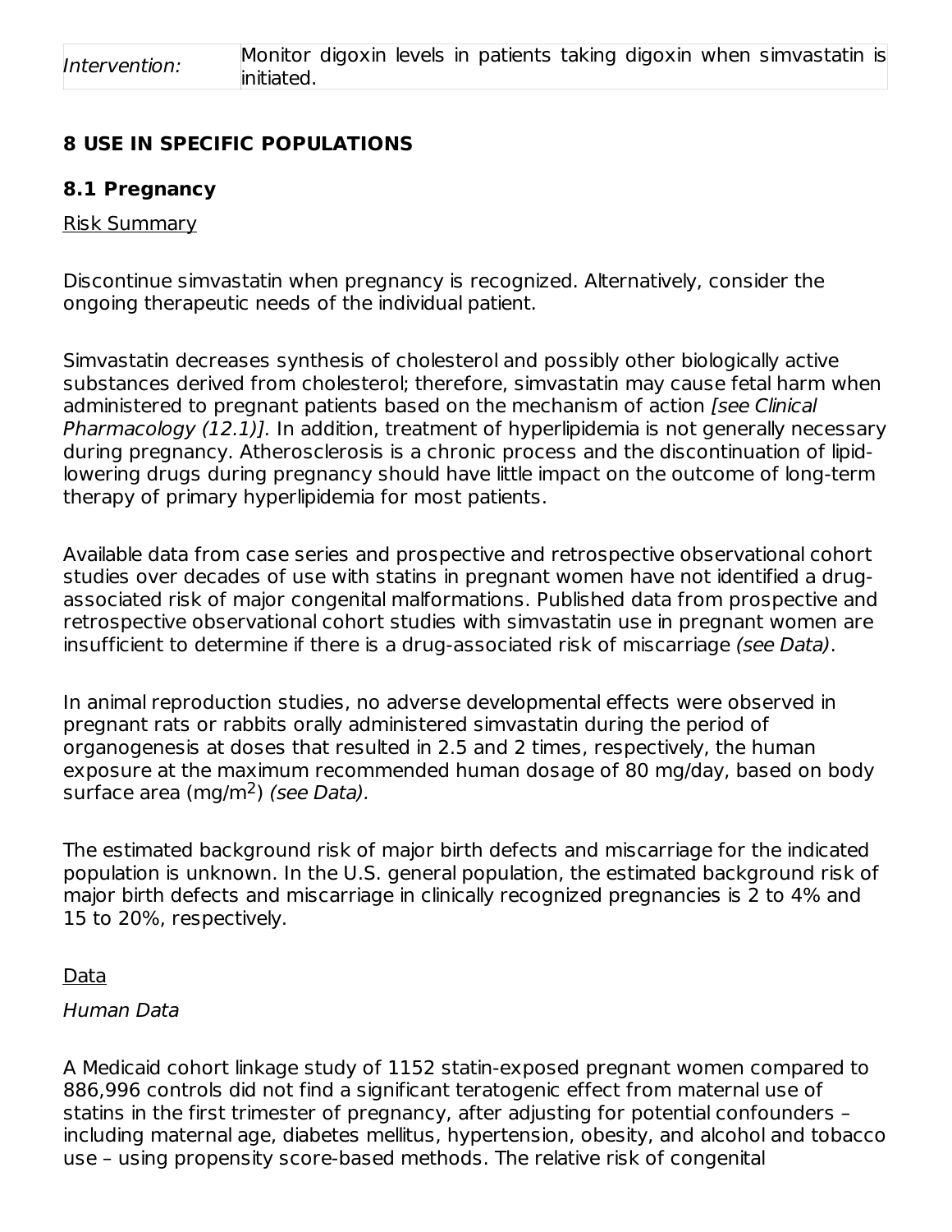| | |
|---|---|
| *Intervention:* | Monitor digoxin levels in patients taking digoxin when simvastatin is initiated. |

## 8 USE IN SPECIFIC POPULATIONS

### 8.1 Pregnancy

Risk Summary

Discontinue simvastatin when pregnancy is recognized. Alternatively, consider the ongoing therapeutic needs of the individual patient.

Simvastatin decreases synthesis of cholesterol and possibly other biologically active substances derived from cholesterol; therefore, simvastatin may cause fetal harm when administered to pregnant patients based on the mechanism of action *[see Clinical Pharmacology (12.1)].* In addition, treatment of hyperlipidemia is not generally necessary during pregnancy. Atherosclerosis is a chronic process and the discontinuation of lipid-lowering drugs during pregnancy should have little impact on the outcome of long-term therapy of primary hyperlipidemia for most patients.

Available data from case series and prospective and retrospective observational cohort studies over decades of use with statins in pregnant women have not identified a drug-associated risk of major congenital malformations. Published data from prospective and retrospective observational cohort studies with simvastatin use in pregnant women are insufficient to determine if there is a drug-associated risk of miscarriage *(see Data)*.

In animal reproduction studies, no adverse developmental effects were observed in pregnant rats or rabbits orally administered simvastatin during the period of organogenesis at doses that resulted in 2.5 and 2 times, respectively, the human exposure at the maximum recommended human dosage of 80 mg/day, based on body surface area (mg/m$^2$) *(see Data).*

The estimated background risk of major birth defects and miscarriage for the indicated population is unknown. In the U.S. general population, the estimated background risk of major birth defects and miscarriage in clinically recognized pregnancies is 2 to 4% and 15 to 20%, respectively.

Data

*Human Data*

A Medicaid cohort linkage study of 1152 statin-exposed pregnant women compared to 886,996 controls did not find a significant teratogenic effect from maternal use of statins in the first trimester of pregnancy, after adjusting for potential confounders – including maternal age, diabetes mellitus, hypertension, obesity, and alcohol and tobacco use – using propensity score-based methods. The relative risk of congenital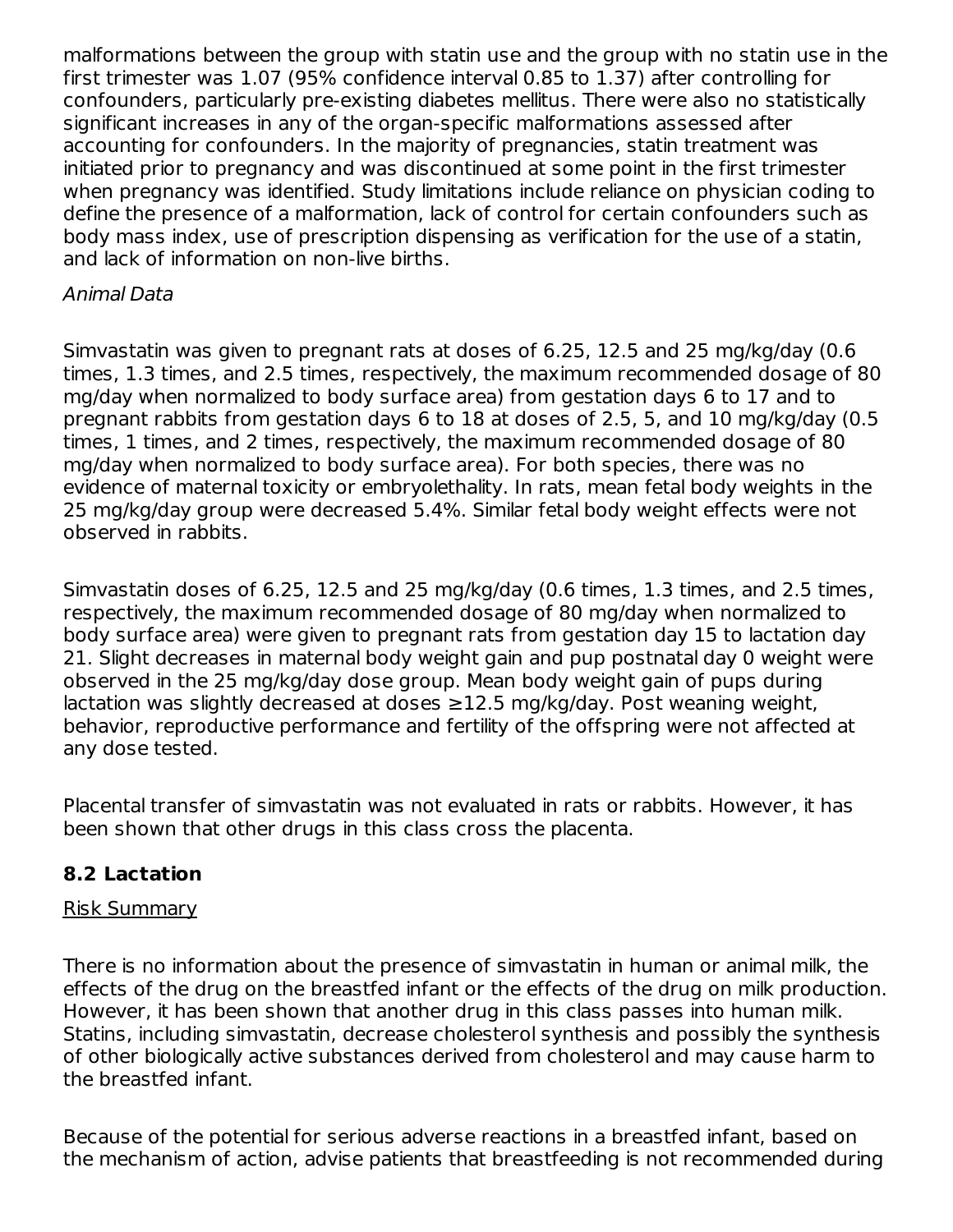malformations between the group with statin use and the group with no statin use in the first trimester was 1.07 (95% confidence interval 0.85 to 1.37) after controlling for confounders, particularly pre-existing diabetes mellitus. There were also no statistically significant increases in any of the organ-specific malformations assessed after accounting for confounders. In the majority of pregnancies, statin treatment was initiated prior to pregnancy and was discontinued at some point in the first trimester when pregnancy was identified. Study limitations include reliance on physician coding to define the presence of a malformation, lack of control for certain confounders such as body mass index, use of prescription dispensing as verification for the use of a statin, and lack of information on non-live births.

*Animal Data*

Simvastatin was given to pregnant rats at doses of 6.25, 12.5 and 25 mg/kg/day (0.6 times, 1.3 times, and 2.5 times, respectively, the maximum recommended dosage of 80 mg/day when normalized to body surface area) from gestation days 6 to 17 and to pregnant rabbits from gestation days 6 to 18 at doses of 2.5, 5, and 10 mg/kg/day (0.5 times, 1 times, and 2 times, respectively, the maximum recommended dosage of 80 mg/day when normalized to body surface area). For both species, there was no evidence of maternal toxicity or embryolethality. In rats, mean fetal body weights in the 25 mg/kg/day group were decreased 5.4%. Similar fetal body weight effects were not observed in rabbits.

Simvastatin doses of 6.25, 12.5 and 25 mg/kg/day (0.6 times, 1.3 times, and 2.5 times, respectively, the maximum recommended dosage of 80 mg/day when normalized to body surface area) were given to pregnant rats from gestation day 15 to lactation day 21. Slight decreases in maternal body weight gain and pup postnatal day 0 weight were observed in the 25 mg/kg/day dose group. Mean body weight gain of pups during lactation was slightly decreased at doses ≥12.5 mg/kg/day. Post weaning weight, behavior, reproductive performance and fertility of the offspring were not affected at any dose tested.

Placental transfer of simvastatin was not evaluated in rats or rabbits. However, it has been shown that other drugs in this class cross the placenta.

## 8.2 Lactation

Risk Summary

There is no information about the presence of simvastatin in human or animal milk, the effects of the drug on the breastfed infant or the effects of the drug on milk production. However, it has been shown that another drug in this class passes into human milk. Statins, including simvastatin, decrease cholesterol synthesis and possibly the synthesis of other biologically active substances derived from cholesterol and may cause harm to the breastfed infant.

Because of the potential for serious adverse reactions in a breastfed infant, based on the mechanism of action, advise patients that breastfeeding is not recommended during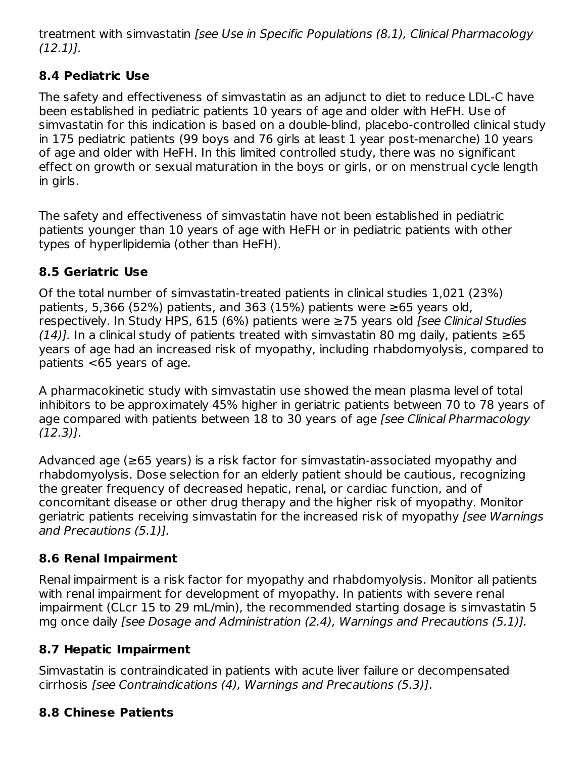treatment with simvastatin *[see Use in Specific Populations (8.1), Clinical Pharmacology (12.1)]*.

### 8.4 Pediatric Use

The safety and effectiveness of simvastatin as an adjunct to diet to reduce LDL-C have been established in pediatric patients 10 years of age and older with HeFH. Use of simvastatin for this indication is based on a double-blind, placebo-controlled clinical study in 175 pediatric patients (99 boys and 76 girls at least 1 year post-menarche) 10 years of age and older with HeFH. In this limited controlled study, there was no significant effect on growth or sexual maturation in the boys or girls, or on menstrual cycle length in girls.

The safety and effectiveness of simvastatin have not been established in pediatric patients younger than 10 years of age with HeFH or in pediatric patients with other types of hyperlipidemia (other than HeFH).

### 8.5 Geriatric Use

Of the total number of simvastatin-treated patients in clinical studies 1,021 (23%) patients, 5,366 (52%) patients, and 363 (15%) patients were ≥65 years old, respectively. In Study HPS, 615 (6%) patients were ≥75 years old *[see Clinical Studies (14)]*. In a clinical study of patients treated with simvastatin 80 mg daily, patients ≥65 years of age had an increased risk of myopathy, including rhabdomyolysis, compared to patients <65 years of age.

A pharmacokinetic study with simvastatin use showed the mean plasma level of total inhibitors to be approximately 45% higher in geriatric patients between 70 to 78 years of age compared with patients between 18 to 30 years of age *[see Clinical Pharmacology (12.3)]*.

Advanced age (≥65 years) is a risk factor for simvastatin-associated myopathy and rhabdomyolysis. Dose selection for an elderly patient should be cautious, recognizing the greater frequency of decreased hepatic, renal, or cardiac function, and of concomitant disease or other drug therapy and the higher risk of myopathy. Monitor geriatric patients receiving simvastatin for the increased risk of myopathy *[see Warnings and Precautions (5.1)]*.

### 8.6 Renal Impairment

Renal impairment is a risk factor for myopathy and rhabdomyolysis. Monitor all patients with renal impairment for development of myopathy. In patients with severe renal impairment (CLcr 15 to 29 mL/min), the recommended starting dosage is simvastatin 5 mg once daily *[see Dosage and Administration (2.4), Warnings and Precautions (5.1)]*.

### 8.7 Hepatic Impairment

Simvastatin is contraindicated in patients with acute liver failure or decompensated cirrhosis *[see Contraindications (4), Warnings and Precautions (5.3)]*.

### 8.8 Chinese Patients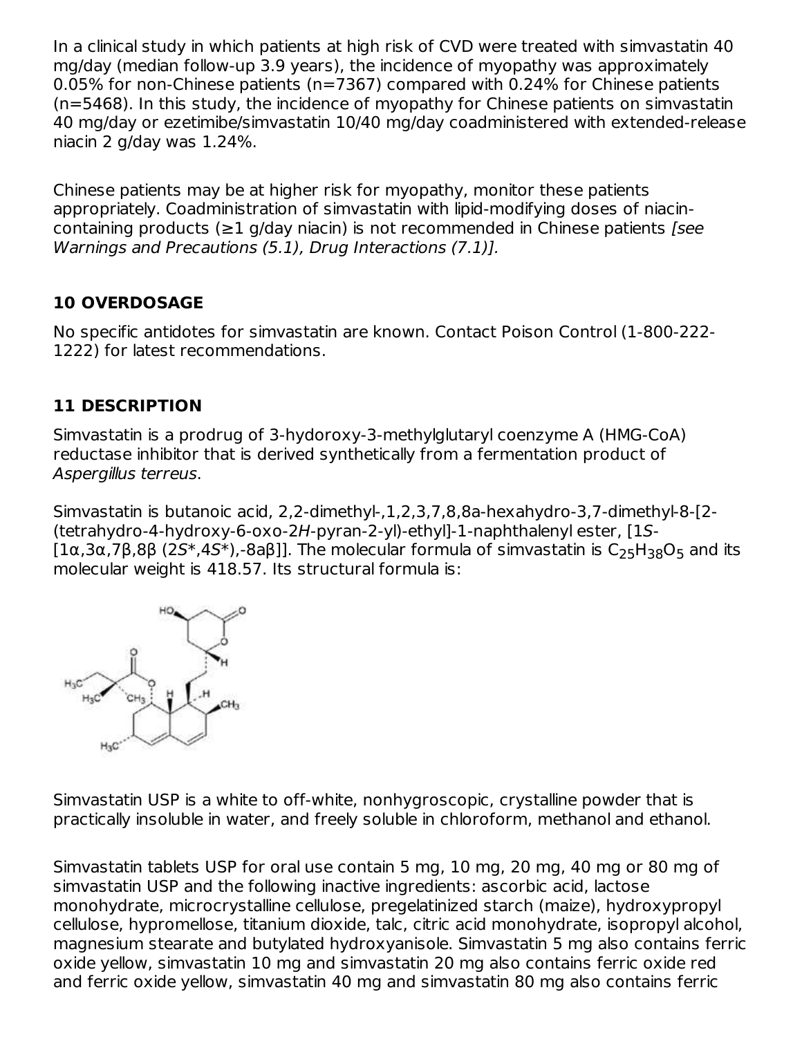In a clinical study in which patients at high risk of CVD were treated with simvastatin 40 mg/day (median follow-up 3.9 years), the incidence of myopathy was approximately 0.05% for non-Chinese patients (n=7367) compared with 0.24% for Chinese patients (n=5468). In this study, the incidence of myopathy for Chinese patients on simvastatin 40 mg/day or ezetimibe/simvastatin 10/40 mg/day coadministered with extended-release niacin 2 g/day was 1.24%.

Chinese patients may be at higher risk for myopathy, monitor these patients appropriately. Coadministration of simvastatin with lipid-modifying doses of niacin-containing products (≥1 g/day niacin) is not recommended in Chinese patients *[see Warnings and Precautions (5.1), Drug Interactions (7.1)].*

## 10 OVERDOSAGE

No specific antidotes for simvastatin are known. Contact Poison Control (1-800-222-1222) for latest recommendations.

## 11 DESCRIPTION

Simvastatin is a prodrug of 3-hydoroxy-3-methylglutaryl coenzyme A (HMG-CoA) reductase inhibitor that is derived synthetically from a fermentation product of *Aspergillus terreus*.

Simvastatin is butanoic acid, 2,2-dimethyl-,1,2,3,7,8,8a-hexahydro-3,7-dimethyl-8-[2-(tetrahydro-4-hydroxy-6-oxo-2*H*-pyran-2-yl)-ethyl]-1-naphthalenyl ester, [1*S*-[1α,3α,7β,8β (2*S*\*,4*S*\*),-8aβ]]. The molecular formula of simvastatin is $C_{25}H_{38}O_5$ and its molecular weight is 418.57. Its structural formula is:

Simvastatin USP is a white to off-white, nonhygroscopic, crystalline powder that is practically insoluble in water, and freely soluble in chloroform, methanol and ethanol.

Simvastatin tablets USP for oral use contain 5 mg, 10 mg, 20 mg, 40 mg or 80 mg of simvastatin USP and the following inactive ingredients: ascorbic acid, lactose monohydrate, microcrystalline cellulose, pregelatinized starch (maize), hydroxypropyl cellulose, hypromellose, titanium dioxide, talc, citric acid monohydrate, isopropyl alcohol, magnesium stearate and butylated hydroxyanisole. Simvastatin 5 mg also contains ferric oxide yellow, simvastatin 10 mg and simvastatin 20 mg also contains ferric oxide red and ferric oxide yellow, simvastatin 40 mg and simvastatin 80 mg also contains ferric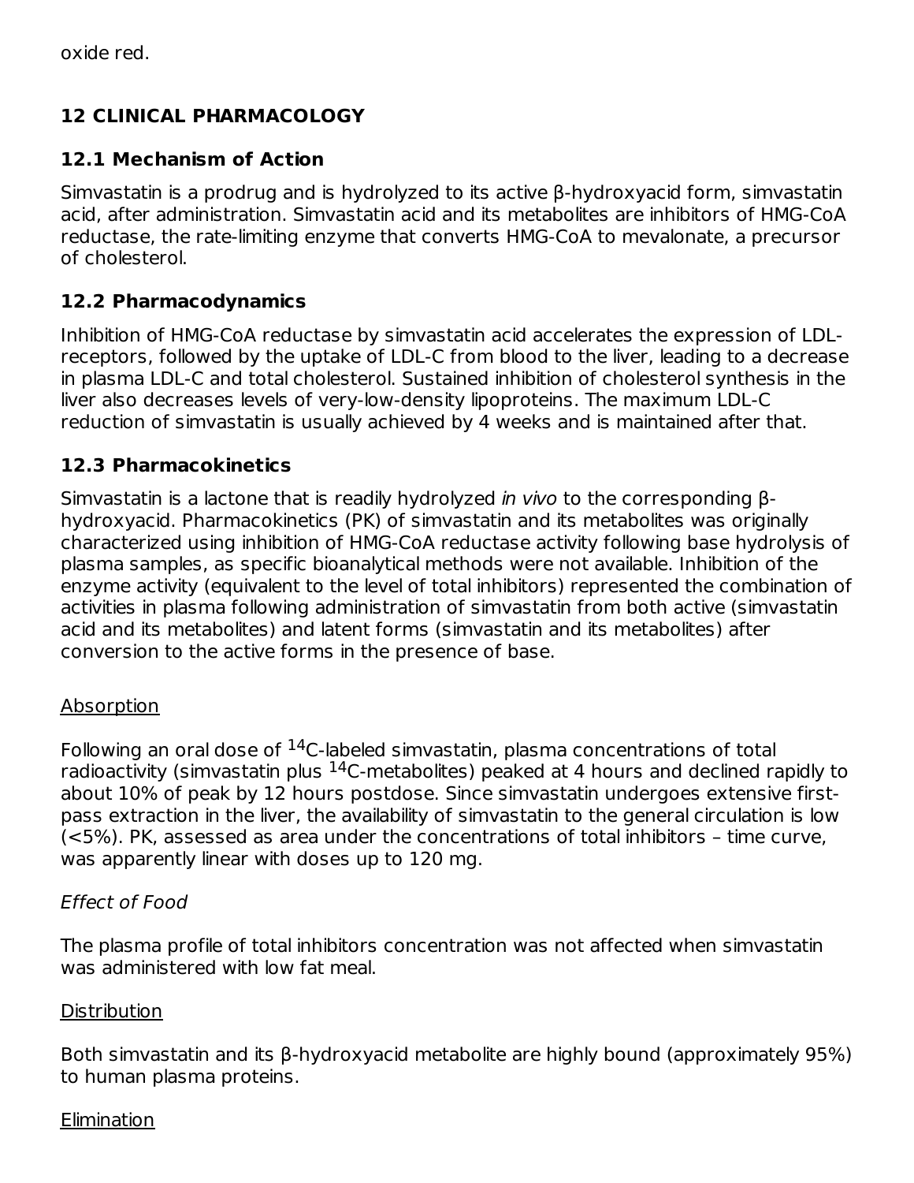oxide red.

## 12 CLINICAL PHARMACOLOGY

### 12.1 Mechanism of Action

Simvastatin is a prodrug and is hydrolyzed to its active β-hydroxyacid form, simvastatin acid, after administration. Simvastatin acid and its metabolites are inhibitors of HMG-CoA reductase, the rate-limiting enzyme that converts HMG-CoA to mevalonate, a precursor of cholesterol.

### 12.2 Pharmacodynamics

Inhibition of HMG-CoA reductase by simvastatin acid accelerates the expression of LDL-receptors, followed by the uptake of LDL-C from blood to the liver, leading to a decrease in plasma LDL-C and total cholesterol. Sustained inhibition of cholesterol synthesis in the liver also decreases levels of very-low-density lipoproteins. The maximum LDL-C reduction of simvastatin is usually achieved by 4 weeks and is maintained after that.

### 12.3 Pharmacokinetics

Simvastatin is a lactone that is readily hydrolyzed *in vivo* to the corresponding β-hydroxyacid. Pharmacokinetics (PK) of simvastatin and its metabolites was originally characterized using inhibition of HMG-CoA reductase activity following base hydrolysis of plasma samples, as specific bioanalytical methods were not available. Inhibition of the enzyme activity (equivalent to the level of total inhibitors) represented the combination of activities in plasma following administration of simvastatin from both active (simvastatin acid and its metabolites) and latent forms (simvastatin and its metabolites) after conversion to the active forms in the presence of base.

<u>Absorption</u>

Following an oral dose of $^{14}$C-labeled simvastatin, plasma concentrations of total radioactivity (simvastatin plus $^{14}$C-metabolites) peaked at 4 hours and declined rapidly to about 10% of peak by 12 hours postdose. Since simvastatin undergoes extensive first-pass extraction in the liver, the availability of simvastatin to the general circulation is low (<5%). PK, assessed as area under the concentrations of total inhibitors – time curve, was apparently linear with doses up to 120 mg.

*Effect of Food*

The plasma profile of total inhibitors concentration was not affected when simvastatin was administered with low fat meal.

<u>Distribution</u>

Both simvastatin and its β-hydroxyacid metabolite are highly bound (approximately 95%) to human plasma proteins.

<u>Elimination</u>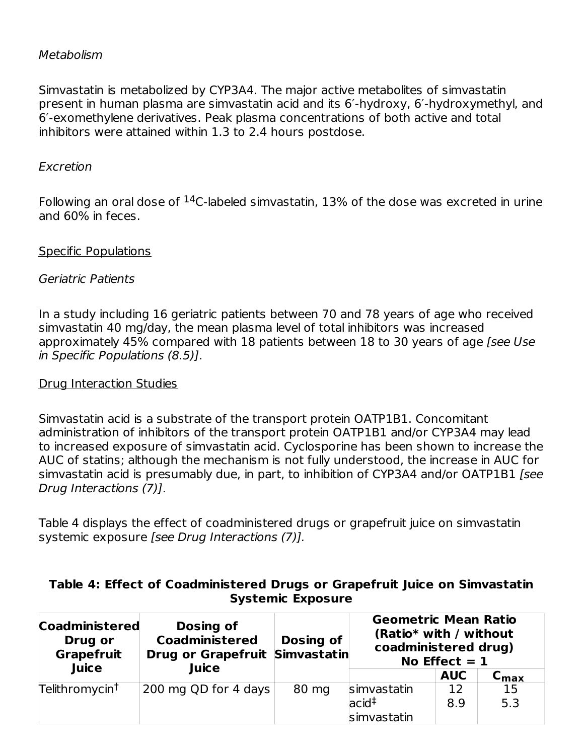*Metabolism*

Simvastatin is metabolized by CYP3A4. The major active metabolites of simvastatin present in human plasma are simvastatin acid and its 6′-hydroxy, 6′-hydroxymethyl, and 6′-exomethylene derivatives. Peak plasma concentrations of both active and total inhibitors were attained within 1.3 to 2.4 hours postdose.

*Excretion*

Following an oral dose of $^{14}$C-labeled simvastatin, 13% of the dose was excreted in urine and 60% in feces.

Specific Populations

*Geriatric Patients*

In a study including 16 geriatric patients between 70 and 78 years of age who received simvastatin 40 mg/day, the mean plasma level of total inhibitors was increased approximately 45% compared with 18 patients between 18 to 30 years of age *[see Use in Specific Populations (8.5)]*.

Drug Interaction Studies

Simvastatin acid is a substrate of the transport protein OATP1B1. Concomitant administration of inhibitors of the transport protein OATP1B1 and/or CYP3A4 may lead to increased exposure of simvastatin acid. Cyclosporine has been shown to increase the AUC of statins; although the mechanism is not fully understood, the increase in AUC for simvastatin acid is presumably due, in part, to inhibition of CYP3A4 and/or OATP1B1 *[see Drug Interactions (7)]*.

Table 4 displays the effect of coadministered drugs or grapefruit juice on simvastatin systemic exposure *[see Drug Interactions (7)].*

**Table 4: Effect of Coadministered Drugs or Grapefruit Juice on Simvastatin Systemic Exposure**

| Coadministered Drug or Grapefruit Juice | Dosing of Coadministered Drug or Grapefruit Juice | Dosing of Simvastatin | Geometric Mean Ratio (Ratio* with / without coadministered drug) No Effect = 1 | | |
|---|---|---|---|---|---|
| | | | | AUC | $C_{max}$ |
| Telithromycin† | 200 mg QD for 4 days | 80 mg | simvastatin acid‡<br>simvastatin | 12<br>8.9 | 15<br>5.3 |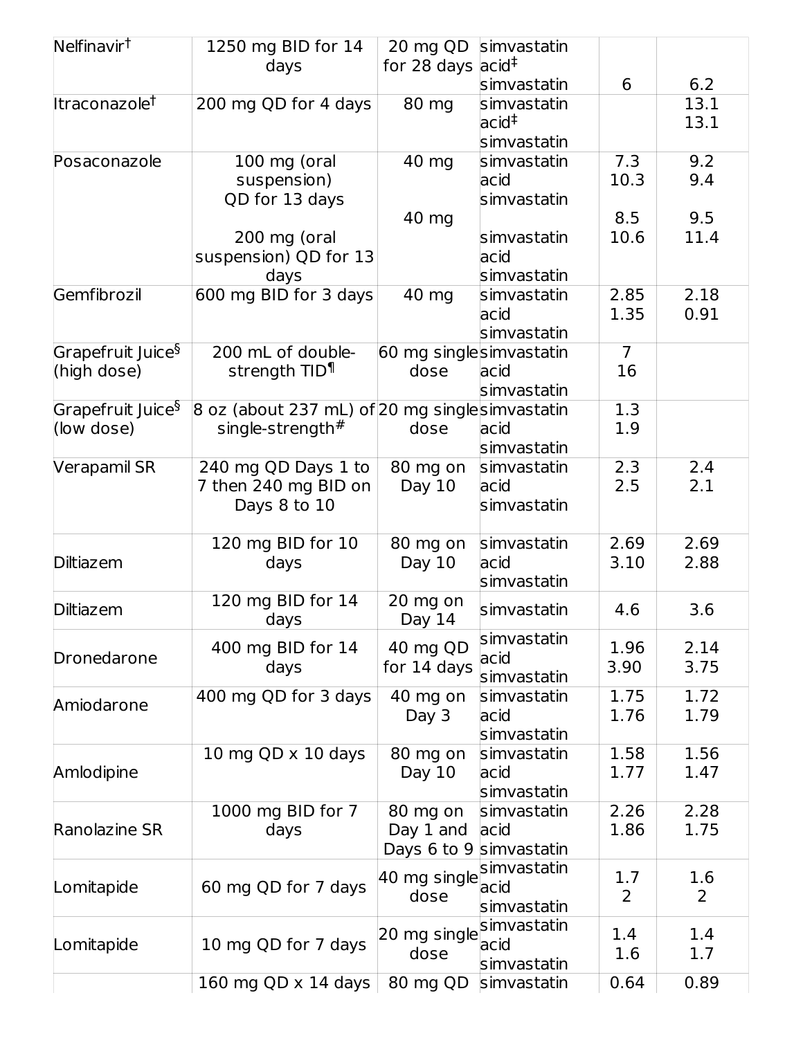| | | | | | |
|---|---|---|---|---|---|
| Nelfinavir† | 1250 mg BID for 14 days | 20 mg QD for 28 days | simvastatin acid‡<br>simvastatin | 6 | 6.2 |
| Itraconazole† | 200 mg QD for 4 days | 80 mg | simvastatin acid‡<br>simvastatin | | 13.1<br>13.1 |
| Posaconazole | 100 mg (oral suspension) QD for 13 days<br><br>200 mg (oral suspension) QD for 13 days | 40 mg<br><br>40 mg | simvastatin acid<br>simvastatin<br><br>simvastatin acid<br>simvastatin | 7.3<br>10.3<br><br>8.5<br>10.6 | 9.2<br>9.4<br><br>9.5<br>11.4 |
| Gemfibrozil | 600 mg BID for 3 days | 40 mg | simvastatin acid<br>simvastatin | 2.85<br>1.35 | 2.18<br>0.91 |
| Grapefruit Juice§ (high dose) | 200 mL of double-strength TID¶ | 60 mg single dose | simvastatin acid<br>simvastatin | 7<br>16 | |
| Grapefruit Juice§ (low dose) | 8 oz (about 237 mL) of single-strength# | 20 mg single dose | simvastatin acid<br>simvastatin | 1.3<br>1.9 | |
| Verapamil SR | 240 mg QD Days 1 to 7 then 240 mg BID on Days 8 to 10 | 80 mg on Day 10 | simvastatin acid<br>simvastatin | 2.3<br>2.5 | 2.4<br>2.1 |
| Diltiazem | 120 mg BID for 10 days | 80 mg on Day 10 | simvastatin acid<br>simvastatin | 2.69<br>3.10 | 2.69<br>2.88 |
| Diltiazem | 120 mg BID for 14 days | 20 mg on Day 14 | simvastatin | 4.6 | 3.6 |
| Dronedarone | 400 mg BID for 14 days | 40 mg QD for 14 days | simvastatin acid<br>simvastatin | 1.96<br>3.90 | 2.14<br>3.75 |
| Amiodarone | 400 mg QD for 3 days | 40 mg on Day 3 | simvastatin acid<br>simvastatin | 1.75<br>1.76 | 1.72<br>1.79 |
| Amlodipine | 10 mg QD x 10 days | 80 mg on Day 10 | simvastatin acid<br>simvastatin | 1.58<br>1.77 | 1.56<br>1.47 |
| Ranolazine SR | 1000 mg BID for 7 days | 80 mg on Day 1 and Days 6 to 9 | simvastatin acid<br>simvastatin | 2.26<br>1.86 | 2.28<br>1.75 |
| Lomitapide | 60 mg QD for 7 days | 40 mg single dose | simvastatin acid<br>simvastatin | 1.7<br>2 | 1.6<br>2 |
| Lomitapide | 10 mg QD for 7 days | 20 mg single dose | simvastatin acid<br>simvastatin | 1.4<br>1.6 | 1.4<br>1.7 |
| | 160 mg QD x 14 days | 80 mg QD | simvastatin | 0.64 | 0.89 |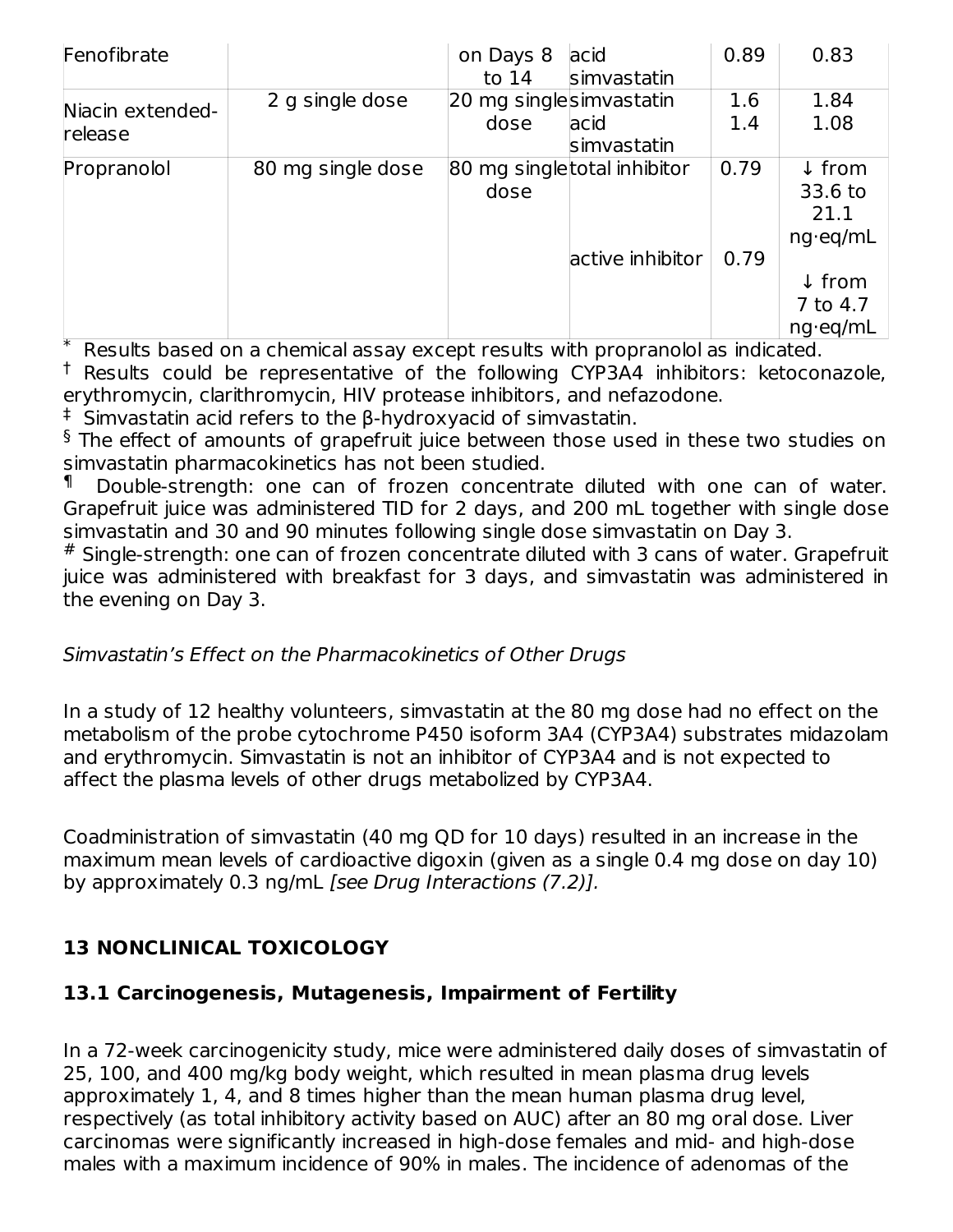| | | | | | |
|---|---|---|---|---|---|
| Fenofibrate | | on Days 8 to 14 | acid<br>simvastatin | 0.89 | 0.83 |
| Niacin extended-release | 2 g single dose | 20 mg single dose | simvastatin<br>acid<br>simvastatin | 1.6<br>1.4 | 1.84<br>1.08 |
| Propranolol | 80 mg single dose | 80 mg single dose | total inhibitor<br><br>active inhibitor | 0.79<br><br>0.79 | ↓ from 33.6 to 21.1 ng·eq/mL<br><br>↓ from 7 to 4.7 ng·eq/mL |

* Results based on a chemical assay except results with propranolol as indicated.

† Results could be representative of the following CYP3A4 inhibitors: ketoconazole, erythromycin, clarithromycin, HIV protease inhibitors, and nefazodone.

‡ Simvastatin acid refers to the β-hydroxyacid of simvastatin.

§ The effect of amounts of grapefruit juice between those used in these two studies on simvastatin pharmacokinetics has not been studied.

¶ Double-strength: one can of frozen concentrate diluted with one can of water. Grapefruit juice was administered TID for 2 days, and 200 mL together with single dose simvastatin and 30 and 90 minutes following single dose simvastatin on Day 3.

# Single-strength: one can of frozen concentrate diluted with 3 cans of water. Grapefruit juice was administered with breakfast for 3 days, and simvastatin was administered in the evening on Day 3.

*Simvastatin's Effect on the Pharmacokinetics of Other Drugs*

In a study of 12 healthy volunteers, simvastatin at the 80 mg dose had no effect on the metabolism of the probe cytochrome P450 isoform 3A4 (CYP3A4) substrates midazolam and erythromycin. Simvastatin is not an inhibitor of CYP3A4 and is not expected to affect the plasma levels of other drugs metabolized by CYP3A4.

Coadministration of simvastatin (40 mg QD for 10 days) resulted in an increase in the maximum mean levels of cardioactive digoxin (given as a single 0.4 mg dose on day 10) by approximately 0.3 ng/mL *[see Drug Interactions (7.2)]*.

## 13 NONCLINICAL TOXICOLOGY

### 13.1 Carcinogenesis, Mutagenesis, Impairment of Fertility

In a 72-week carcinogenicity study, mice were administered daily doses of simvastatin of 25, 100, and 400 mg/kg body weight, which resulted in mean plasma drug levels approximately 1, 4, and 8 times higher than the mean human plasma drug level, respectively (as total inhibitory activity based on AUC) after an 80 mg oral dose. Liver carcinomas were significantly increased in high-dose females and mid- and high-dose males with a maximum incidence of 90% in males. The incidence of adenomas of the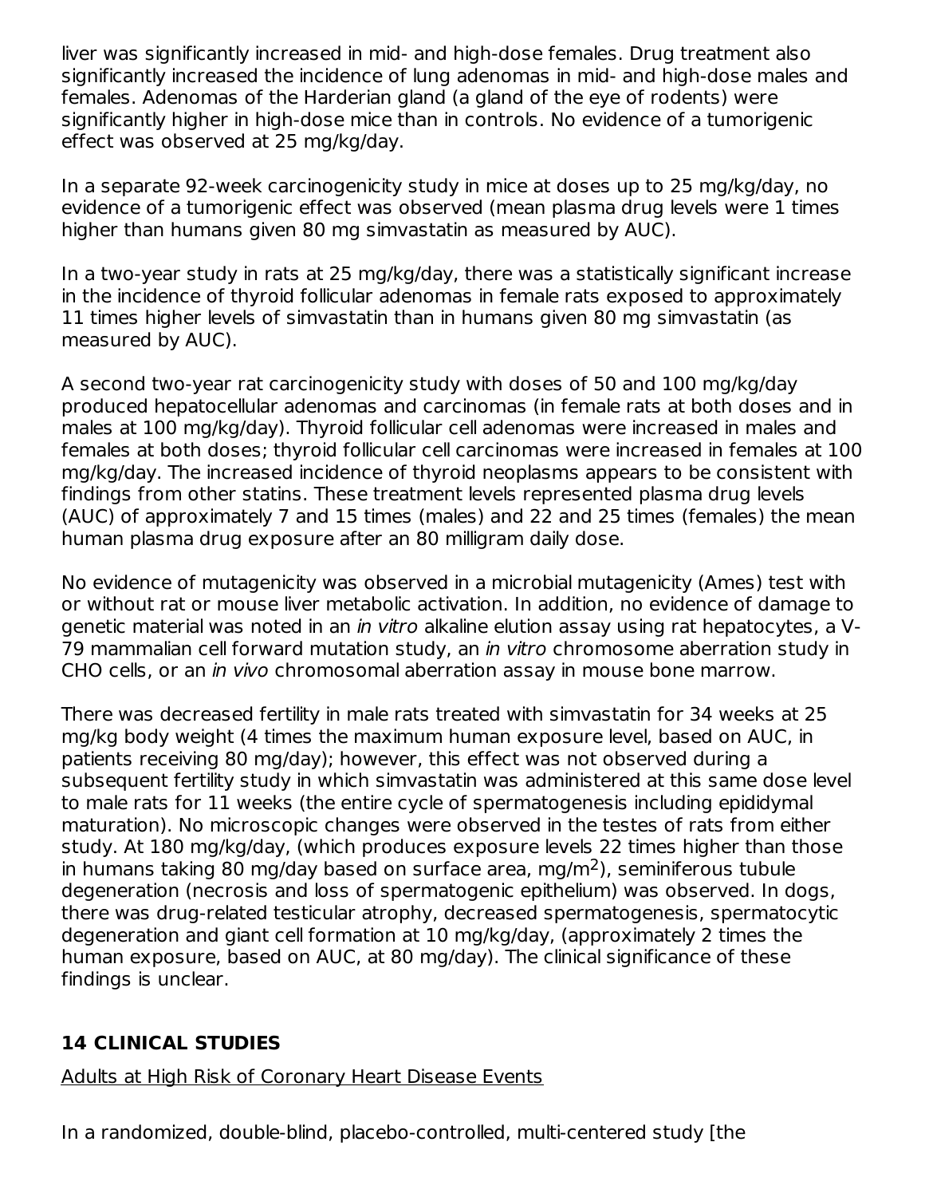liver was significantly increased in mid- and high-dose females. Drug treatment also significantly increased the incidence of lung adenomas in mid- and high-dose males and females. Adenomas of the Harderian gland (a gland of the eye of rodents) were significantly higher in high-dose mice than in controls. No evidence of a tumorigenic effect was observed at 25 mg/kg/day.

In a separate 92-week carcinogenicity study in mice at doses up to 25 mg/kg/day, no evidence of a tumorigenic effect was observed (mean plasma drug levels were 1 times higher than humans given 80 mg simvastatin as measured by AUC).

In a two-year study in rats at 25 mg/kg/day, there was a statistically significant increase in the incidence of thyroid follicular adenomas in female rats exposed to approximately 11 times higher levels of simvastatin than in humans given 80 mg simvastatin (as measured by AUC).

A second two-year rat carcinogenicity study with doses of 50 and 100 mg/kg/day produced hepatocellular adenomas and carcinomas (in female rats at both doses and in males at 100 mg/kg/day). Thyroid follicular cell adenomas were increased in males and females at both doses; thyroid follicular cell carcinomas were increased in females at 100 mg/kg/day. The increased incidence of thyroid neoplasms appears to be consistent with findings from other statins. These treatment levels represented plasma drug levels (AUC) of approximately 7 and 15 times (males) and 22 and 25 times (females) the mean human plasma drug exposure after an 80 milligram daily dose.

No evidence of mutagenicity was observed in a microbial mutagenicity (Ames) test with or without rat or mouse liver metabolic activation. In addition, no evidence of damage to genetic material was noted in an *in vitro* alkaline elution assay using rat hepatocytes, a V-79 mammalian cell forward mutation study, an *in vitro* chromosome aberration study in CHO cells, or an *in vivo* chromosomal aberration assay in mouse bone marrow.

There was decreased fertility in male rats treated with simvastatin for 34 weeks at 25 mg/kg body weight (4 times the maximum human exposure level, based on AUC, in patients receiving 80 mg/day); however, this effect was not observed during a subsequent fertility study in which simvastatin was administered at this same dose level to male rats for 11 weeks (the entire cycle of spermatogenesis including epididymal maturation). No microscopic changes were observed in the testes of rats from either study. At 180 mg/kg/day, (which produces exposure levels 22 times higher than those in humans taking 80 mg/day based on surface area, $mg/m^2$), seminiferous tubule degeneration (necrosis and loss of spermatogenic epithelium) was observed. In dogs, there was drug-related testicular atrophy, decreased spermatogenesis, spermatocytic degeneration and giant cell formation at 10 mg/kg/day, (approximately 2 times the human exposure, based on AUC, at 80 mg/day). The clinical significance of these findings is unclear.

## 14 CLINICAL STUDIES

Adults at High Risk of Coronary Heart Disease Events

In a randomized, double-blind, placebo-controlled, multi-centered study [the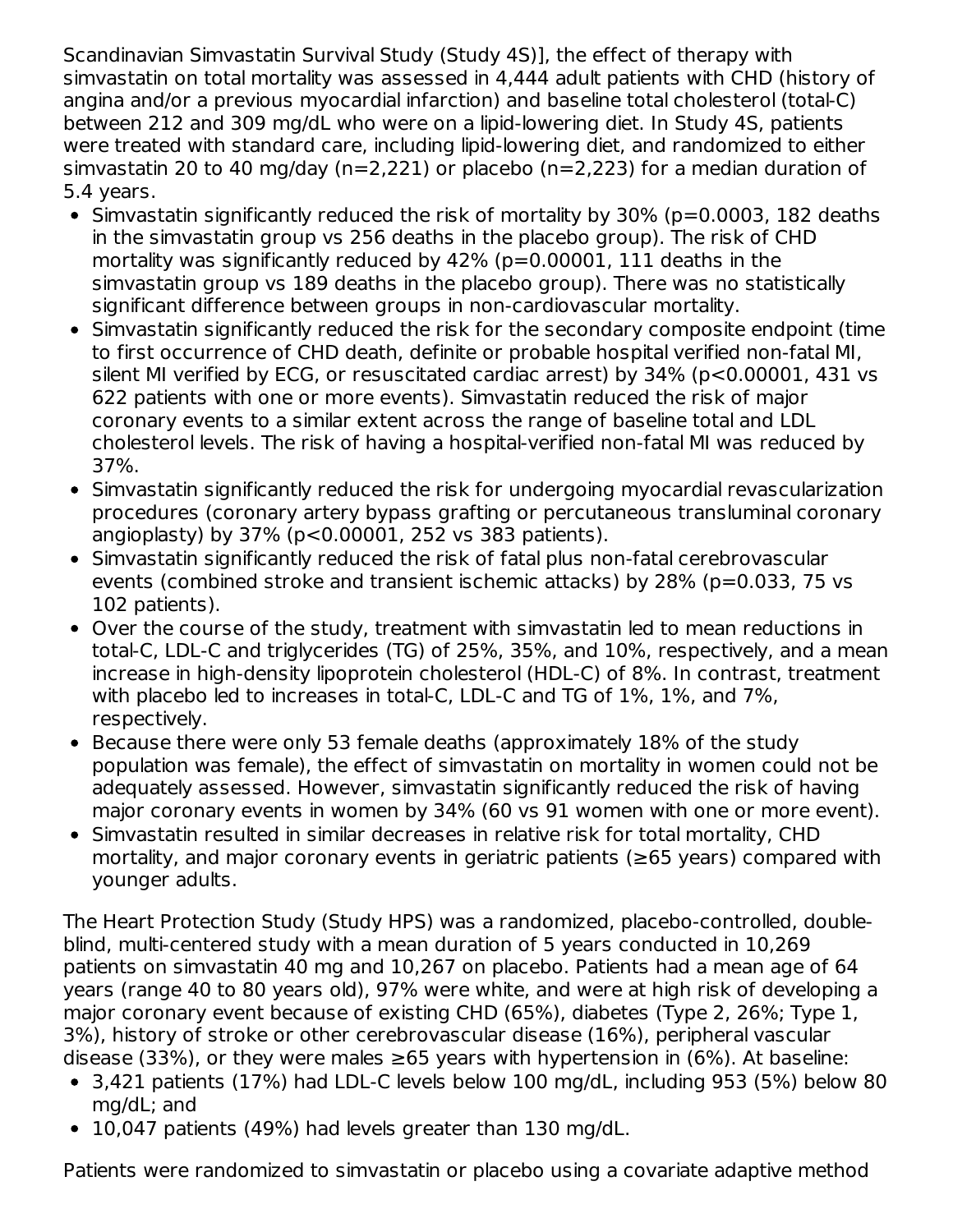Scandinavian Simvastatin Survival Study (Study 4S)], the effect of therapy with simvastatin on total mortality was assessed in 4,444 adult patients with CHD (history of angina and/or a previous myocardial infarction) and baseline total cholesterol (total-C) between 212 and 309 mg/dL who were on a lipid-lowering diet. In Study 4S, patients were treated with standard care, including lipid-lowering diet, and randomized to either simvastatin 20 to 40 mg/day (n=2,221) or placebo (n=2,223) for a median duration of 5.4 years.

- Simvastatin significantly reduced the risk of mortality by 30% (p=0.0003, 182 deaths in the simvastatin group vs 256 deaths in the placebo group). The risk of CHD mortality was significantly reduced by 42% (p=0.00001, 111 deaths in the simvastatin group vs 189 deaths in the placebo group). There was no statistically significant difference between groups in non-cardiovascular mortality.
- Simvastatin significantly reduced the risk for the secondary composite endpoint (time to first occurrence of CHD death, definite or probable hospital verified non-fatal MI, silent MI verified by ECG, or resuscitated cardiac arrest) by 34% (p<0.00001, 431 vs 622 patients with one or more events). Simvastatin reduced the risk of major coronary events to a similar extent across the range of baseline total and LDL cholesterol levels. The risk of having a hospital-verified non-fatal MI was reduced by 37%.
- Simvastatin significantly reduced the risk for undergoing myocardial revascularization procedures (coronary artery bypass grafting or percutaneous transluminal coronary angioplasty) by 37% (p<0.00001, 252 vs 383 patients).
- Simvastatin significantly reduced the risk of fatal plus non-fatal cerebrovascular events (combined stroke and transient ischemic attacks) by 28% (p=0.033, 75 vs 102 patients).
- Over the course of the study, treatment with simvastatin led to mean reductions in total-C, LDL-C and triglycerides (TG) of 25%, 35%, and 10%, respectively, and a mean increase in high-density lipoprotein cholesterol (HDL-C) of 8%. In contrast, treatment with placebo led to increases in total-C, LDL-C and TG of 1%, 1%, and 7%, respectively.
- Because there were only 53 female deaths (approximately 18% of the study population was female), the effect of simvastatin on mortality in women could not be adequately assessed. However, simvastatin significantly reduced the risk of having major coronary events in women by 34% (60 vs 91 women with one or more event).
- Simvastatin resulted in similar decreases in relative risk for total mortality, CHD mortality, and major coronary events in geriatric patients (≥65 years) compared with younger adults.

The Heart Protection Study (Study HPS) was a randomized, placebo-controlled, double-blind, multi-centered study with a mean duration of 5 years conducted in 10,269 patients on simvastatin 40 mg and 10,267 on placebo. Patients had a mean age of 64 years (range 40 to 80 years old), 97% were white, and were at high risk of developing a major coronary event because of existing CHD (65%), diabetes (Type 2, 26%; Type 1, 3%), history of stroke or other cerebrovascular disease (16%), peripheral vascular disease (33%), or they were males ≥65 years with hypertension in (6%). At baseline:

- 3,421 patients (17%) had LDL-C levels below 100 mg/dL, including 953 (5%) below 80 mg/dL; and
- 10,047 patients (49%) had levels greater than 130 mg/dL.

Patients were randomized to simvastatin or placebo using a covariate adaptive method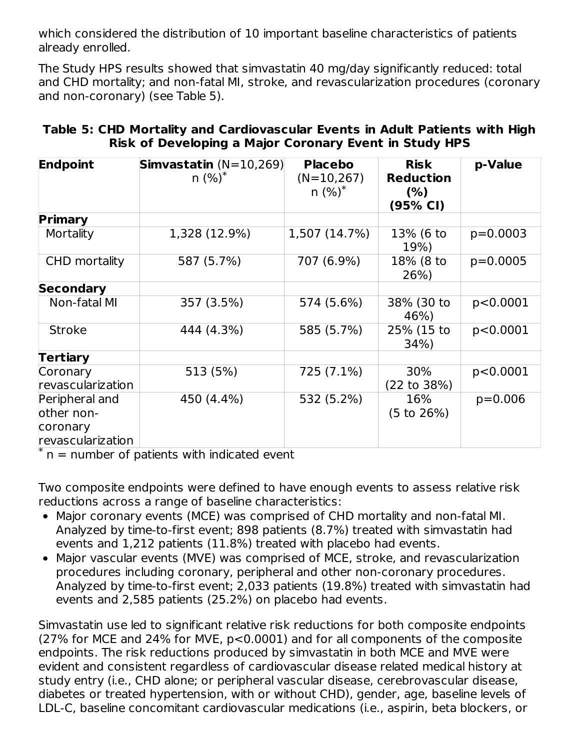which considered the distribution of 10 important baseline characteristics of patients already enrolled.

The Study HPS results showed that simvastatin 40 mg/day significantly reduced: total and CHD mortality; and non-fatal MI, stroke, and revascularization procedures (coronary and non-coronary) (see Table 5).

**Table 5: CHD Mortality and Cardiovascular Events in Adult Patients with High Risk of Developing a Major Coronary Event in Study HPS**

| Endpoint | **Simvastatin** (N=10,269) n (%)* | **Placebo** (N=10,267) n (%)* | **Risk Reduction (%) (95% CI)** | **p-Value** |
|---|---|---|---|---|
| **Primary** | | | | |
| Mortality | 1,328 (12.9%) | 1,507 (14.7%) | 13% (6 to 19%) | p=0.0003 |
| CHD mortality | 587 (5.7%) | 707 (6.9%) | 18% (8 to 26%) | p=0.0005 |
| **Secondary** | | | | |
| Non-fatal MI | 357 (3.5%) | 574 (5.6%) | 38% (30 to 46%) | p<0.0001 |
| Stroke | 444 (4.3%) | 585 (5.7%) | 25% (15 to 34%) | p<0.0001 |
| **Tertiary** | | | | |
| Coronary revascularization | 513 (5%) | 725 (7.1%) | 30% (22 to 38%) | p<0.0001 |
| Peripheral and other non-coronary revascularization | 450 (4.4%) | 532 (5.2%) | 16% (5 to 26%) | p=0.006 |

* n = number of patients with indicated event

Two composite endpoints were defined to have enough events to assess relative risk reductions across a range of baseline characteristics:

- Major coronary events (MCE) was comprised of CHD mortality and non-fatal MI. Analyzed by time-to-first event; 898 patients (8.7%) treated with simvastatin had events and 1,212 patients (11.8%) treated with placebo had events.
- Major vascular events (MVE) was comprised of MCE, stroke, and revascularization procedures including coronary, peripheral and other non-coronary procedures. Analyzed by time-to-first event; 2,033 patients (19.8%) treated with simvastatin had events and 2,585 patients (25.2%) on placebo had events.

Simvastatin use led to significant relative risk reductions for both composite endpoints (27% for MCE and 24% for MVE, $p<0.0001$) and for all components of the composite endpoints. The risk reductions produced by simvastatin in both MCE and MVE were evident and consistent regardless of cardiovascular disease related medical history at study entry (i.e., CHD alone; or peripheral vascular disease, cerebrovascular disease, diabetes or treated hypertension, with or without CHD), gender, age, baseline levels of LDL-C, baseline concomitant cardiovascular medications (i.e., aspirin, beta blockers, or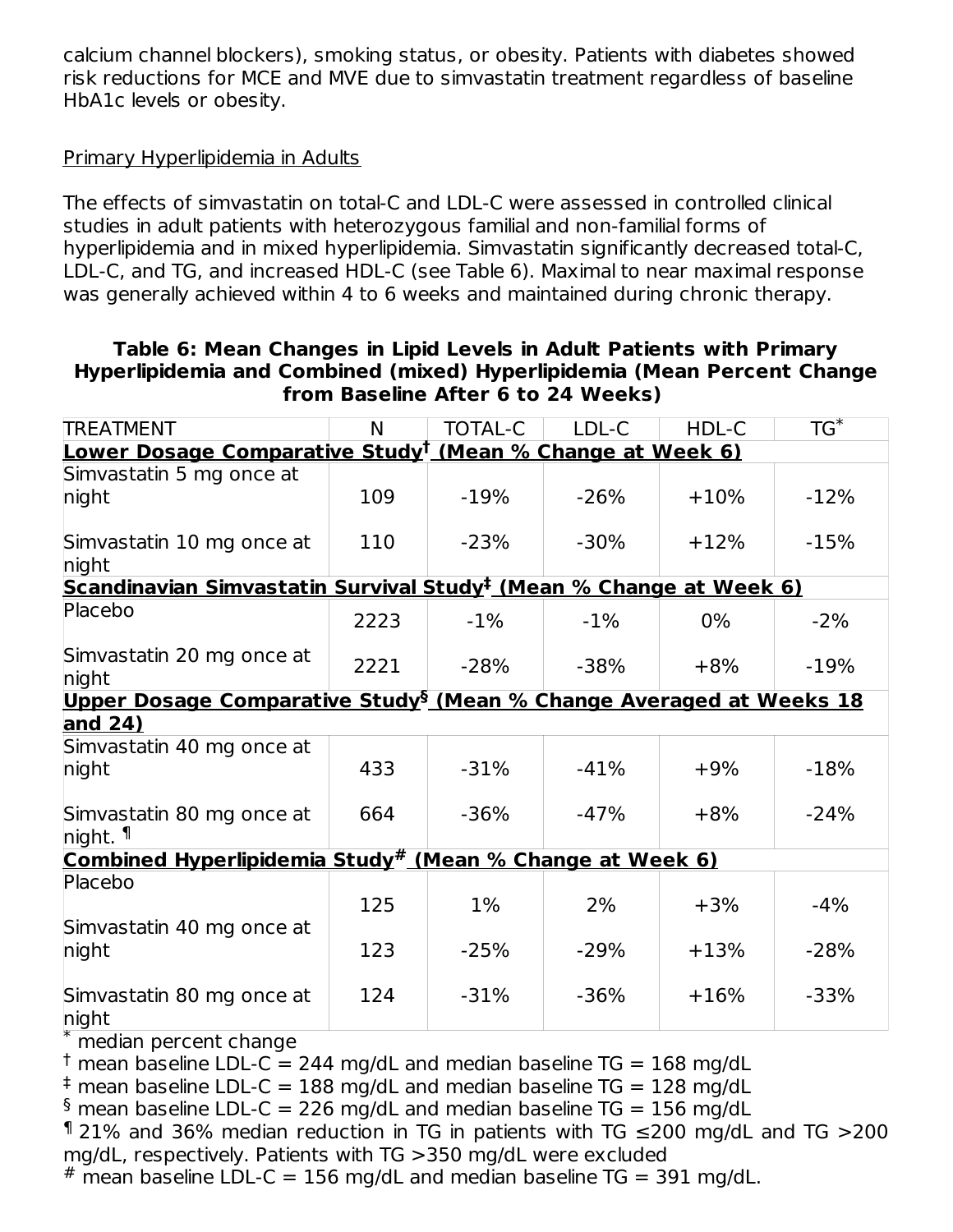calcium channel blockers), smoking status, or obesity. Patients with diabetes showed risk reductions for MCE and MVE due to simvastatin treatment regardless of baseline HbA1c levels or obesity.

Primary Hyperlipidemia in Adults

The effects of simvastatin on total-C and LDL-C were assessed in controlled clinical studies in adult patients with heterozygous familial and non-familial forms of hyperlipidemia and in mixed hyperlipidemia. Simvastatin significantly decreased total-C, LDL-C, and TG, and increased HDL-C (see Table 6). Maximal to near maximal response was generally achieved within 4 to 6 weeks and maintained during chronic therapy.

**Table 6: Mean Changes in Lipid Levels in Adult Patients with Primary Hyperlipidemia and Combined (mixed) Hyperlipidemia (Mean Percent Change from Baseline After 6 to 24 Weeks)**

| TREATMENT | N | TOTAL-C | LDL-C | HDL-C | TG* |
|---|---|---|---|---|---|
| **Lower Dosage Comparative Study† (Mean % Change at Week 6)** | | | | | |
| Simvastatin 5 mg once at night | 109 | -19% | -26% | +10% | -12% |
| Simvastatin 10 mg once at night | 110 | -23% | -30% | +12% | -15% |
| **Scandinavian Simvastatin Survival Study‡ (Mean % Change at Week 6)** | | | | | |
| Placebo | 2223 | -1% | -1% | 0% | -2% |
| Simvastatin 20 mg once at night | 2221 | -28% | -38% | +8% | -19% |
| **Upper Dosage Comparative Study§ (Mean % Change Averaged at Weeks 18 and 24)** | | | | | |
| Simvastatin 40 mg once at night | 433 | -31% | -41% | +9% | -18% |
| Simvastatin 80 mg once at night. ¶ | 664 | -36% | -47% | +8% | -24% |
| **Combined Hyperlipidemia Study# (Mean % Change at Week 6)** | | | | | |
| Placebo | 125 | 1% | 2% | +3% | -4% |
| Simvastatin 40 mg once at night | 123 | -25% | -29% | +13% | -28% |
| Simvastatin 80 mg once at night | 124 | -31% | -36% | +16% | -33% |

\* median percent change

† mean baseline LDL-C = 244 mg/dL and median baseline TG = 168 mg/dL

‡ mean baseline LDL-C = 188 mg/dL and median baseline TG = 128 mg/dL

§ mean baseline LDL-C = 226 mg/dL and median baseline TG = 156 mg/dL

¶ 21% and 36% median reduction in TG in patients with TG ≤200 mg/dL and TG >200 mg/dL, respectively. Patients with TG >350 mg/dL were excluded

\# mean baseline LDL-C = 156 mg/dL and median baseline TG = 391 mg/dL.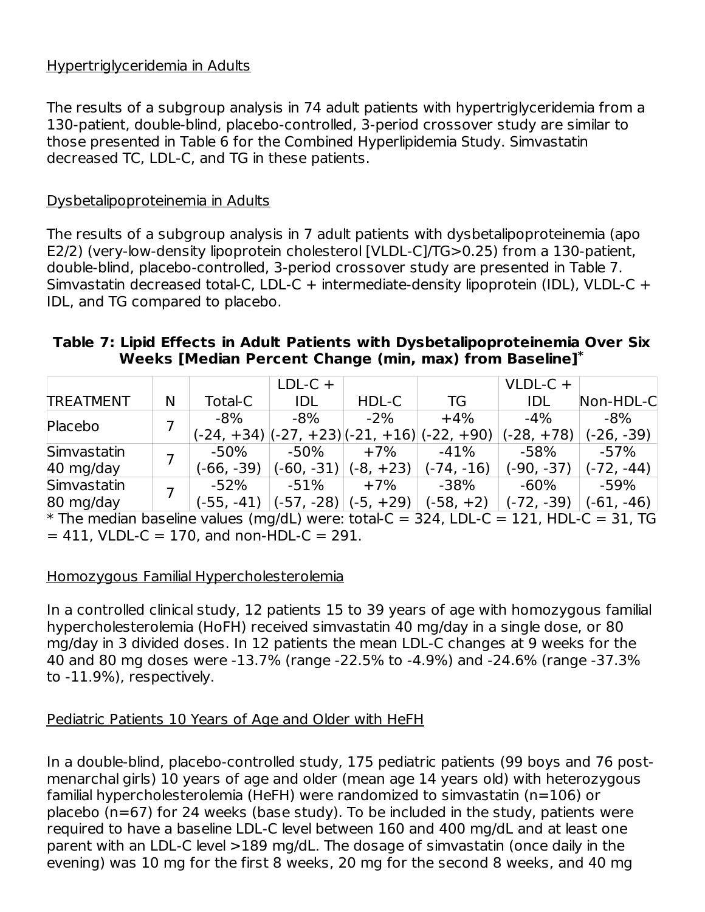Hypertriglyceridemia in Adults

The results of a subgroup analysis in 74 adult patients with hypertriglyceridemia from a 130-patient, double-blind, placebo-controlled, 3-period crossover study are similar to those presented in Table 6 for the Combined Hyperlipidemia Study. Simvastatin decreased TC, LDL-C, and TG in these patients.

Dysbetalipoproteinemia in Adults

The results of a subgroup analysis in 7 adult patients with dysbetalipoproteinemia (apo E2/2) (very-low-density lipoprotein cholesterol [VLDL-C]/TG>0.25) from a 130-patient, double-blind, placebo-controlled, 3-period crossover study are presented in Table 7. Simvastatin decreased total-C, LDL-C + intermediate-density lipoprotein (IDL), VLDL-C + IDL, and TG compared to placebo.

**Table 7: Lipid Effects in Adult Patients with Dysbetalipoproteinemia Over Six Weeks [Median Percent Change (min, max) from Baseline]***

| TREATMENT | N | Total-C | LDL-C + IDL | HDL-C | TG | VLDL-C + IDL | Non-HDL-C |
|---|---|---|---|---|---|---|---|
| Placebo | 7 | -8% (-24, +34) | -8% (-27, +23) | -2% (-21, +16) | +4% (-22, +90) | -4% (-28, +78) | -8% (-26, -39) |
| Simvastatin 40 mg/day | 7 | -50% (-66, -39) | -50% (-60, -31) | +7% (-8, +23) | -41% (-74, -16) | -58% (-90, -37) | -57% (-72, -44) |
| Simvastatin 80 mg/day | 7 | -52% (-55, -41) | -51% (-57, -28) | +7% (-5, +29) | -38% (-58, +2) | -60% (-72, -39) | -59% (-61, -46) |

* The median baseline values (mg/dL) were: total-C = 324, LDL-C = 121, HDL-C = 31, TG = 411, VLDL-C = 170, and non-HDL-C = 291.

Homozygous Familial Hypercholesterolemia

In a controlled clinical study, 12 patients 15 to 39 years of age with homozygous familial hypercholesterolemia (HoFH) received simvastatin 40 mg/day in a single dose, or 80 mg/day in 3 divided doses. In 12 patients the mean LDL-C changes at 9 weeks for the 40 and 80 mg doses were -13.7% (range -22.5% to -4.9%) and -24.6% (range -37.3% to -11.9%), respectively.

Pediatric Patients 10 Years of Age and Older with HeFH

In a double-blind, placebo-controlled study, 175 pediatric patients (99 boys and 76 post-menarchal girls) 10 years of age and older (mean age 14 years old) with heterozygous familial hypercholesterolemia (HeFH) were randomized to simvastatin (n=106) or placebo (n=67) for 24 weeks (base study). To be included in the study, patients were required to have a baseline LDL-C level between 160 and 400 mg/dL and at least one parent with an LDL-C level >189 mg/dL. The dosage of simvastatin (once daily in the evening) was 10 mg for the first 8 weeks, 20 mg for the second 8 weeks, and 40 mg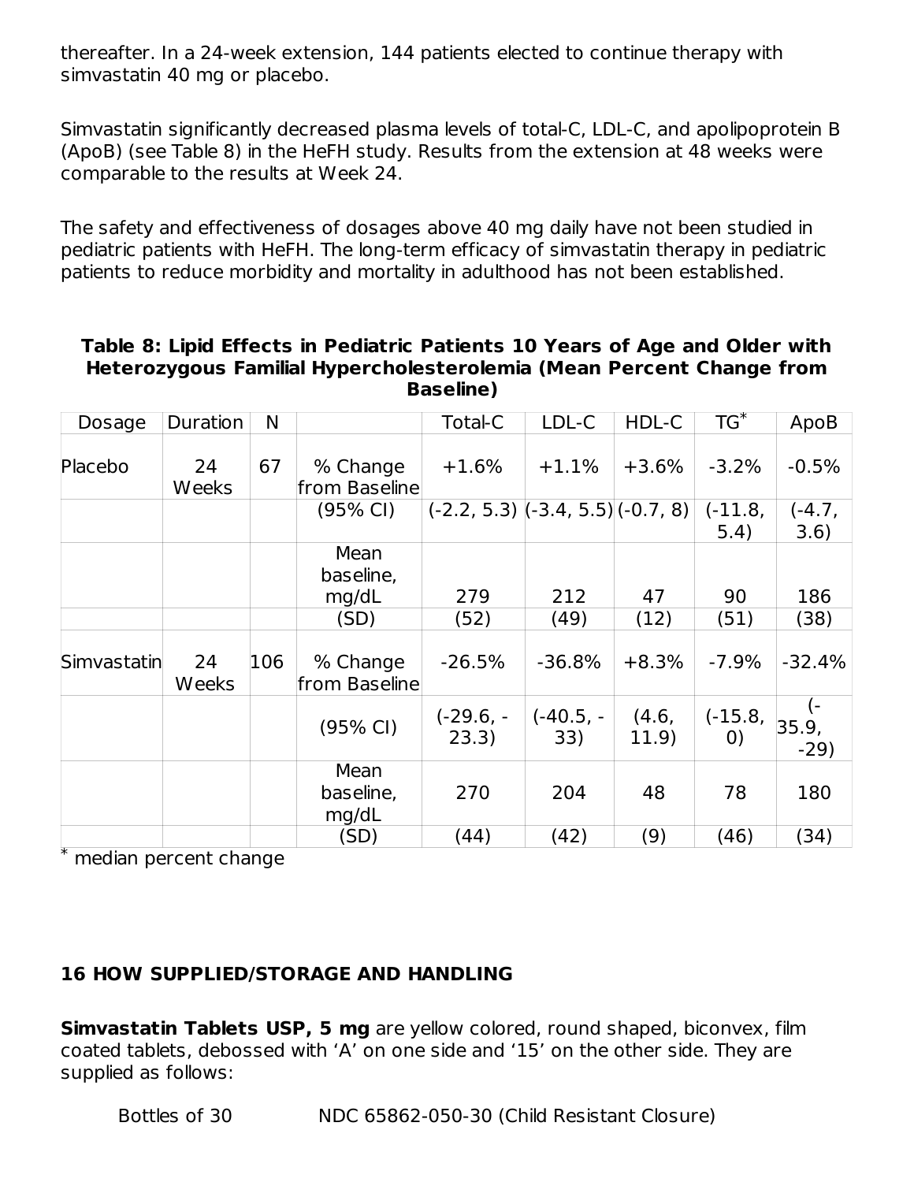thereafter. In a 24-week extension, 144 patients elected to continue therapy with simvastatin 40 mg or placebo.

Simvastatin significantly decreased plasma levels of total-C, LDL-C, and apolipoprotein B (ApoB) (see Table 8) in the HeFH study. Results from the extension at 48 weeks were comparable to the results at Week 24.

The safety and effectiveness of dosages above 40 mg daily have not been studied in pediatric patients with HeFH. The long-term efficacy of simvastatin therapy in pediatric patients to reduce morbidity and mortality in adulthood has not been established.

**Table 8: Lipid Effects in Pediatric Patients 10 Years of Age and Older with Heterozygous Familial Hypercholesterolemia (Mean Percent Change from Baseline)**

| Dosage | Duration | N | | Total-C | LDL-C | HDL-C | TG* | ApoB |
|---|---|---|---|---|---|---|---|---|
| Placebo | 24 Weeks | 67 | % Change from Baseline | +1.6% | +1.1% | +3.6% | -3.2% | -0.5% |
| | | | (95% CI) | (-2.2, 5.3) | (-3.4, 5.5) | (-0.7, 8) | (-11.8, 5.4) | (-4.7, 3.6) |
| | | | Mean baseline, mg/dL | 279 | 212 | 47 | 90 | 186 |
| | | | (SD) | (52) | (49) | (12) | (51) | (38) |
| Simvastatin | 24 Weeks | 106 | % Change from Baseline | -26.5% | -36.8% | +8.3% | -7.9% | -32.4% |
| | | | (95% CI) | (-29.6, -23.3) | (-40.5, -33) | (4.6, 11.9) | (-15.8, 0) | (-35.9, -29) |
| | | | Mean baseline, mg/dL | 270 | 204 | 48 | 78 | 180 |
| | | | (SD) | (44) | (42) | (9) | (46) | (34) |

* median percent change

## 16 HOW SUPPLIED/STORAGE AND HANDLING

**Simvastatin Tablets USP, 5 mg** are yellow colored, round shaped, biconvex, film coated tablets, debossed with 'A' on one side and '15' on the other side. They are supplied as follows:

Bottles of 30 NDC 65862-050-30 (Child Resistant Closure)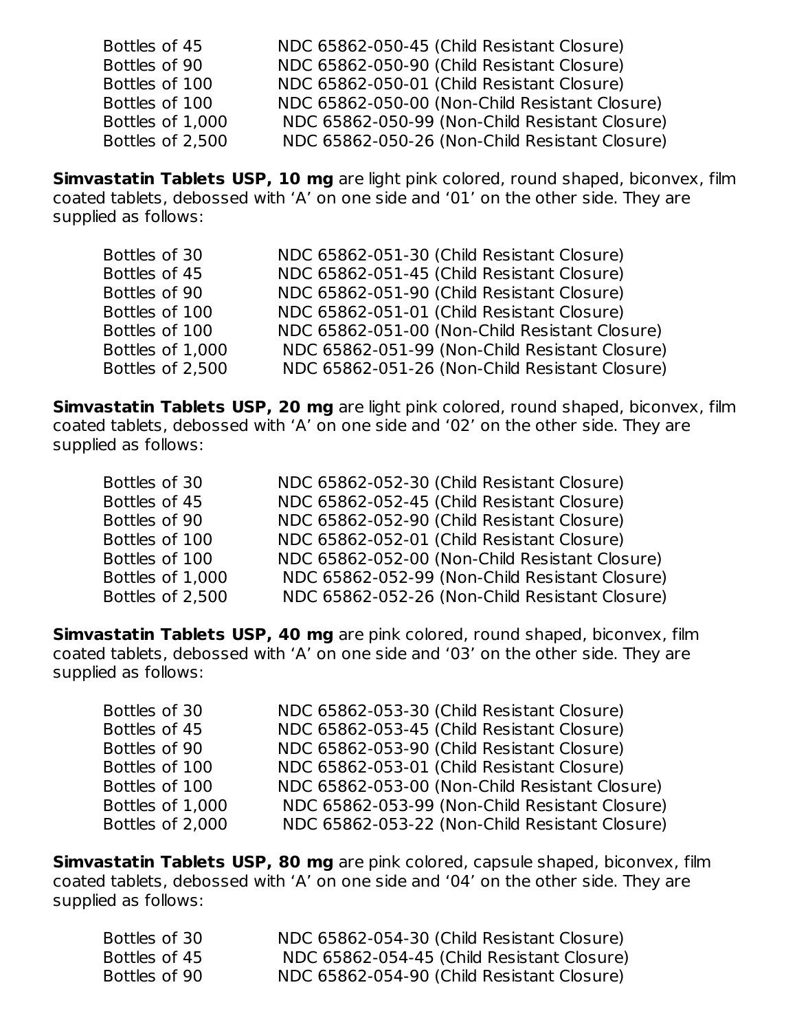| | |
|---|---|
| Bottles of 45 | NDC 65862-050-45 (Child Resistant Closure) |
| Bottles of 90 | NDC 65862-050-90 (Child Resistant Closure) |
| Bottles of 100 | NDC 65862-050-01 (Child Resistant Closure) |
| Bottles of 100 | NDC 65862-050-00 (Non-Child Resistant Closure) |
| Bottles of 1,000 | NDC 65862-050-99 (Non-Child Resistant Closure) |
| Bottles of 2,500 | NDC 65862-050-26 (Non-Child Resistant Closure) |

**Simvastatin Tablets USP, 10 mg** are light pink colored, round shaped, biconvex, film coated tablets, debossed with 'A' on one side and '01' on the other side. They are supplied as follows:

| | |
|---|---|
| Bottles of 30 | NDC 65862-051-30 (Child Resistant Closure) |
| Bottles of 45 | NDC 65862-051-45 (Child Resistant Closure) |
| Bottles of 90 | NDC 65862-051-90 (Child Resistant Closure) |
| Bottles of 100 | NDC 65862-051-01 (Child Resistant Closure) |
| Bottles of 100 | NDC 65862-051-00 (Non-Child Resistant Closure) |
| Bottles of 1,000 | NDC 65862-051-99 (Non-Child Resistant Closure) |
| Bottles of 2,500 | NDC 65862-051-26 (Non-Child Resistant Closure) |

**Simvastatin Tablets USP, 20 mg** are light pink colored, round shaped, biconvex, film coated tablets, debossed with 'A' on one side and '02' on the other side. They are supplied as follows:

| | |
|---|---|
| Bottles of 30 | NDC 65862-052-30 (Child Resistant Closure) |
| Bottles of 45 | NDC 65862-052-45 (Child Resistant Closure) |
| Bottles of 90 | NDC 65862-052-90 (Child Resistant Closure) |
| Bottles of 100 | NDC 65862-052-01 (Child Resistant Closure) |
| Bottles of 100 | NDC 65862-052-00 (Non-Child Resistant Closure) |
| Bottles of 1,000 | NDC 65862-052-99 (Non-Child Resistant Closure) |
| Bottles of 2,500 | NDC 65862-052-26 (Non-Child Resistant Closure) |

**Simvastatin Tablets USP, 40 mg** are pink colored, round shaped, biconvex, film coated tablets, debossed with 'A' on one side and '03' on the other side. They are supplied as follows:

| | |
|---|---|
| Bottles of 30 | NDC 65862-053-30 (Child Resistant Closure) |
| Bottles of 45 | NDC 65862-053-45 (Child Resistant Closure) |
| Bottles of 90 | NDC 65862-053-90 (Child Resistant Closure) |
| Bottles of 100 | NDC 65862-053-01 (Child Resistant Closure) |
| Bottles of 100 | NDC 65862-053-00 (Non-Child Resistant Closure) |
| Bottles of 1,000 | NDC 65862-053-99 (Non-Child Resistant Closure) |
| Bottles of 2,000 | NDC 65862-053-22 (Non-Child Resistant Closure) |

**Simvastatin Tablets USP, 80 mg** are pink colored, capsule shaped, biconvex, film coated tablets, debossed with 'A' on one side and '04' on the other side. They are supplied as follows:

| | |
|---|---|
| Bottles of 30 | NDC 65862-054-30 (Child Resistant Closure) |
| Bottles of 45 | NDC 65862-054-45 (Child Resistant Closure) |
| Bottles of 90 | NDC 65862-054-90 (Child Resistant Closure) |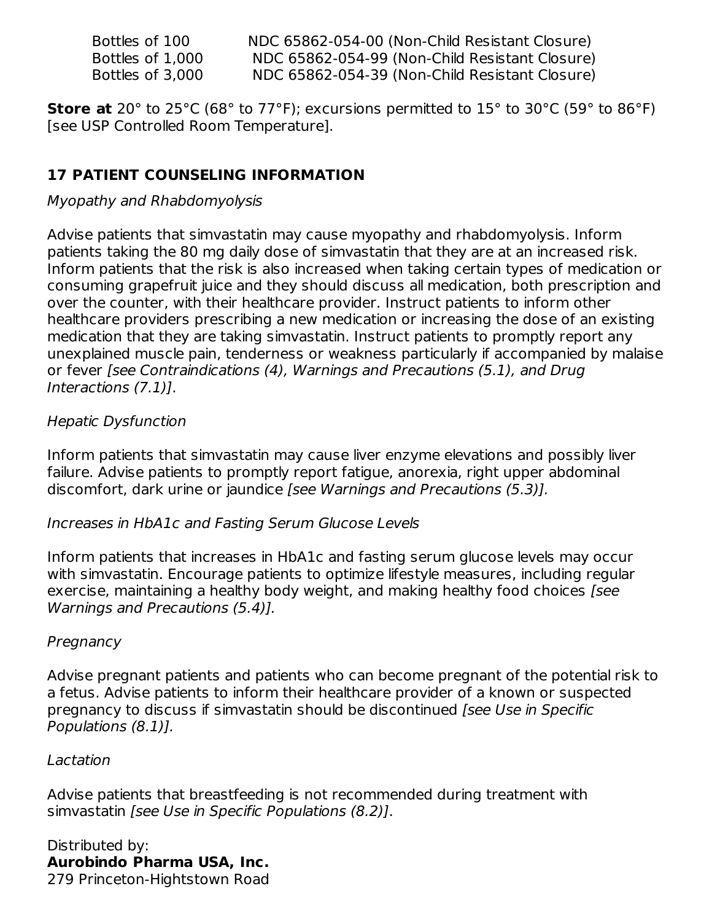| | |
|---|---|
| Bottles of 100 | NDC 65862-054-00 (Non-Child Resistant Closure) |
| Bottles of 1,000 | NDC 65862-054-99 (Non-Child Resistant Closure) |
| Bottles of 3,000 | NDC 65862-054-39 (Non-Child Resistant Closure) |

**Store at** 20° to 25°C (68° to 77°F); excursions permitted to 15° to 30°C (59° to 86°F) [see USP Controlled Room Temperature].

## 17 PATIENT COUNSELING INFORMATION

*Myopathy and Rhabdomyolysis*

Advise patients that simvastatin may cause myopathy and rhabdomyolysis. Inform patients taking the 80 mg daily dose of simvastatin that they are at an increased risk. Inform patients that the risk is also increased when taking certain types of medication or consuming grapefruit juice and they should discuss all medication, both prescription and over the counter, with their healthcare provider. Instruct patients to inform other healthcare providers prescribing a new medication or increasing the dose of an existing medication that they are taking simvastatin. Instruct patients to promptly report any unexplained muscle pain, tenderness or weakness particularly if accompanied by malaise or fever *[see Contraindications (4), Warnings and Precautions (5.1), and Drug Interactions (7.1)]*.

*Hepatic Dysfunction*

Inform patients that simvastatin may cause liver enzyme elevations and possibly liver failure. Advise patients to promptly report fatigue, anorexia, right upper abdominal discomfort, dark urine or jaundice *[see Warnings and Precautions (5.3)].*

*Increases in HbA1c and Fasting Serum Glucose Levels*

Inform patients that increases in HbA1c and fasting serum glucose levels may occur with simvastatin. Encourage patients to optimize lifestyle measures, including regular exercise, maintaining a healthy body weight, and making healthy food choices *[see Warnings and Precautions (5.4)].*

*Pregnancy*

Advise pregnant patients and patients who can become pregnant of the potential risk to a fetus. Advise patients to inform their healthcare provider of a known or suspected pregnancy to discuss if simvastatin should be discontinued *[see Use in Specific Populations (8.1)].*

*Lactation*

Advise patients that breastfeeding is not recommended during treatment with simvastatin *[see Use in Specific Populations (8.2)]*.

Distributed by:
**Aurobindo Pharma USA, Inc.**
279 Princeton-Hightstown Road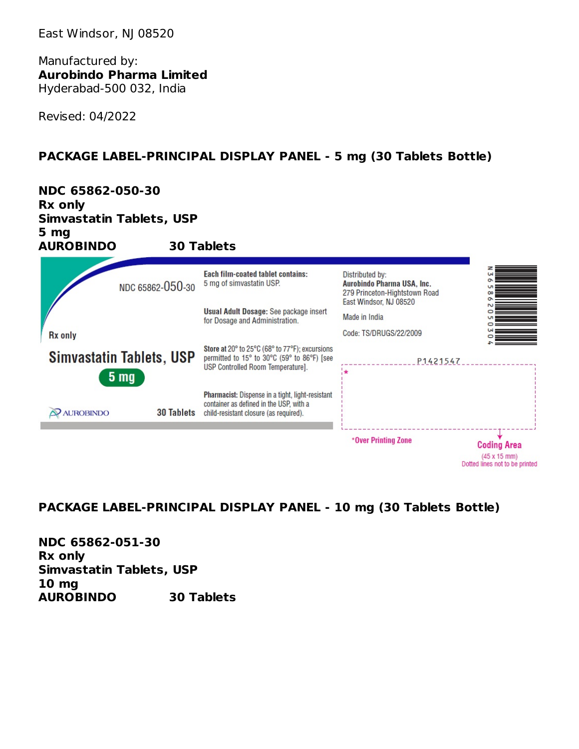East Windsor, NJ 08520

Manufactured by:
**Aurobindo Pharma Limited**
Hyderabad-500 032, India

Revised: 04/2022

**PACKAGE LABEL-PRINCIPAL DISPLAY PANEL - 5 mg (30 Tablets Bottle)**

**NDC 65862-050-30**
**Rx only**
**Simvastatin Tablets, USP**
**5 mg**
**AUROBINDO 30 Tablets**

NDC 65862-050-30

Rx only

Simvastatin Tablets, USP

5 mg

AUROBINDO 30 Tablets

**Each film-coated tablet contains:** 5 mg of simvastatin USP.

**Usual Adult Dosage:** See package insert for Dosage and Administration.

**Store at** 20° to 25°C (68° to 77°F); excursions permitted to 15° to 30°C (59° to 86°F) [see USP Controlled Room Temperature].

**Pharmacist:** Dispense in a tight, light-resistant container as defined in the USP, with a child-resistant closure (as required).

Distributed by:
**Aurobindo Pharma USA, Inc.**
279 Princeton-Hightstown Road
East Windsor, NJ 08520

Made in India

Code: TS/DRUGS/22/2009

N 3 65862 05030 4

P1421547

*Over Printing Zone

Coding Area
(45 x 15 mm)
Dotted lines not to be printed

**PACKAGE LABEL-PRINCIPAL DISPLAY PANEL - 10 mg (30 Tablets Bottle)**

**NDC 65862-051-30**
**Rx only**
**Simvastatin Tablets, USP**
**10 mg**
**AUROBINDO 30 Tablets**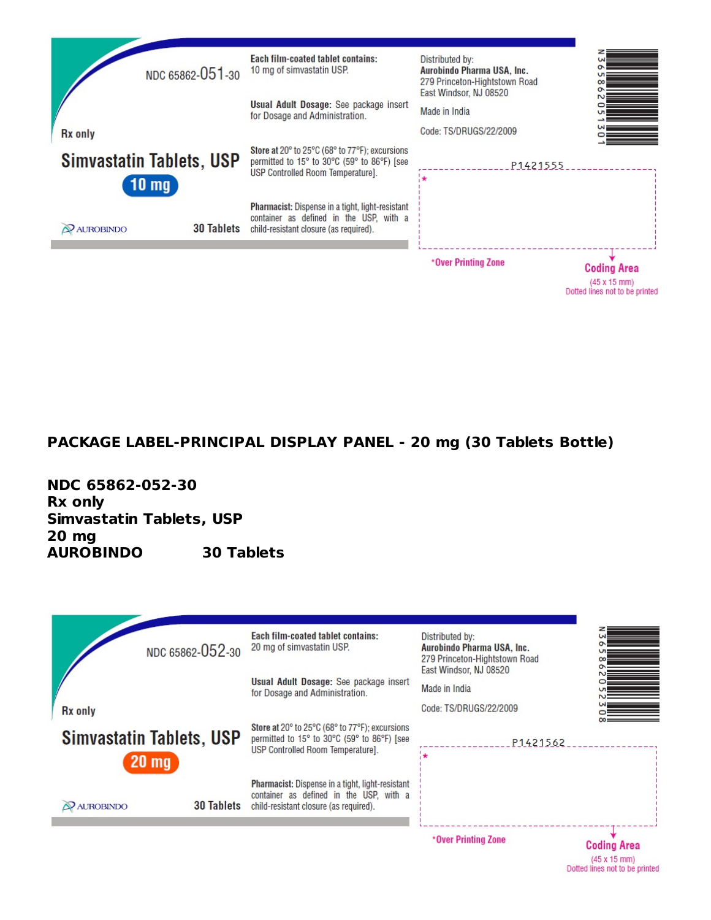NDC 65862-051-30

Rx only

Simvastatin Tablets, USP

10 mg

AUROBINDO 30 Tablets

Each film-coated tablet contains:
10 mg of simvastatin USP.

Usual Adult Dosage: See package insert for Dosage and Administration.

Store at 20° to 25°C (68° to 77°F); excursions permitted to 15° to 30°C (59° to 86°F) [see USP Controlled Room Temperature].

Pharmacist: Dispense in a tight, light-resistant container as defined in the USP, with a child-resistant closure (as required).

Distributed by:
Aurobindo Pharma USA, Inc.
279 Princeton-Hightstown Road
East Windsor, NJ 08520

Made in India

Code: TS/DRUGS/22/2009

N 3 65862 05130 1

P1421555

*

*Over Printing Zone

Coding Area
(45 x 15 mm)
Dotted lines not to be printed

**PACKAGE LABEL-PRINCIPAL DISPLAY PANEL - 20 mg (30 Tablets Bottle)**

**NDC 65862-052-30**
**Rx only**
**Simvastatin Tablets, USP**
**20 mg**
**AUROBINDO 30 Tablets**

NDC 65862-052-30

Rx only

Simvastatin Tablets, USP

20 mg

AUROBINDO 30 Tablets

Each film-coated tablet contains:
20 mg of simvastatin USP.

Usual Adult Dosage: See package insert for Dosage and Administration.

Store at 20° to 25°C (68° to 77°F); excursions permitted to 15° to 30°C (59° to 86°F) [see USP Controlled Room Temperature].

Pharmacist: Dispense in a tight, light-resistant container as defined in the USP, with a child-resistant closure (as required).

Distributed by:
Aurobindo Pharma USA, Inc.
279 Princeton-Hightstown Road
East Windsor, NJ 08520

Made in India

Code: TS/DRUGS/22/2009

N 3 65862 05230 8

P1421562

*

*Over Printing Zone

Coding Area
(45 x 15 mm)
Dotted lines not to be printed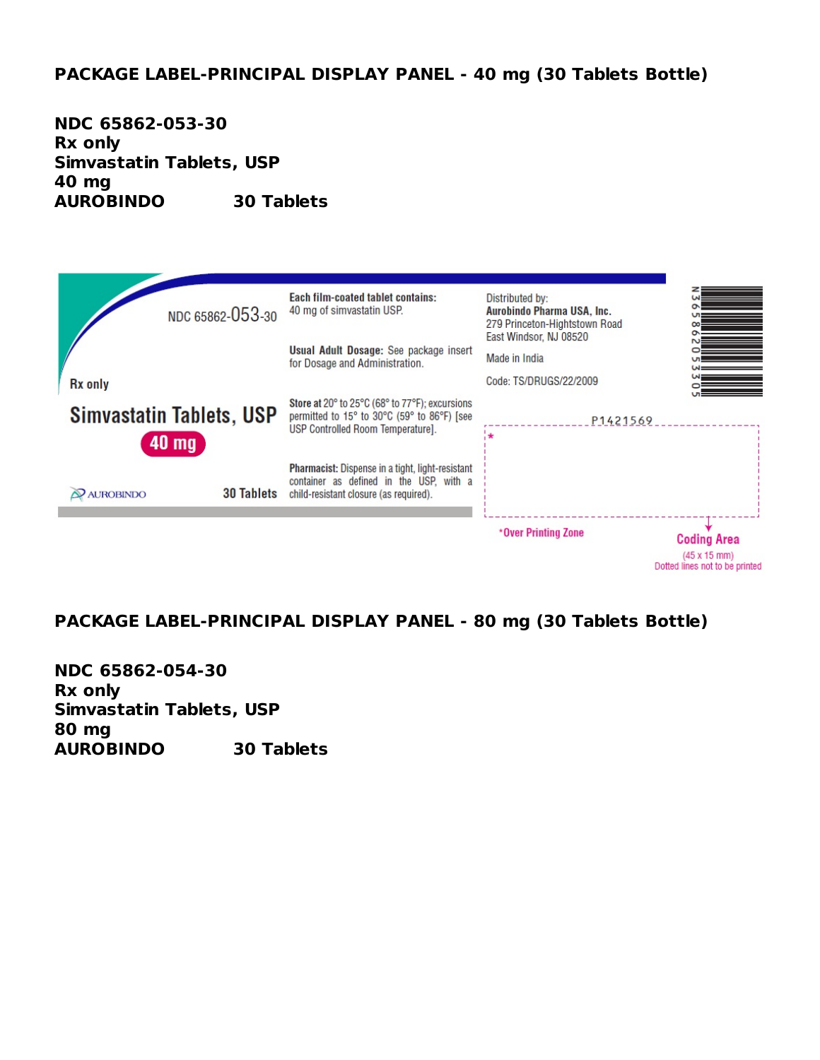## PACKAGE LABEL-PRINCIPAL DISPLAY PANEL - 40 mg (30 Tablets Bottle)

**NDC 65862-053-30**
**Rx only**
**Simvastatin Tablets, USP**
**40 mg**
**AUROBINDO 30 Tablets**

NDC 65862-053-30

Rx only

Simvastatin Tablets, USP

40 mg

AUROBINDO

30 Tablets

**Each film-coated tablet contains:** 40 mg of simvastatin USP.

**Usual Adult Dosage:** See package insert for Dosage and Administration.

**Store** at 20° to 25°C (68° to 77°F); excursions permitted to 15° to 30°C (59° to 86°F) [see USP Controlled Room Temperature].

**Pharmacist:** Dispense in a tight, light-resistant container as defined in the USP, with a child-resistant closure (as required).

Distributed by:
**Aurobindo Pharma USA, Inc.**
279 Princeton-Hightstown Road
East Windsor, NJ 08520

Made in India

Code: TS/DRUGS/22/2009

N 3 65862 05330 5

P1421569

*Over Printing Zone

Coding Area
(45 x 15 mm)
Dotted lines not to be printed

## PACKAGE LABEL-PRINCIPAL DISPLAY PANEL - 80 mg (30 Tablets Bottle)

**NDC 65862-054-30**
**Rx only**
**Simvastatin Tablets, USP**
**80 mg**
**AUROBINDO 30 Tablets**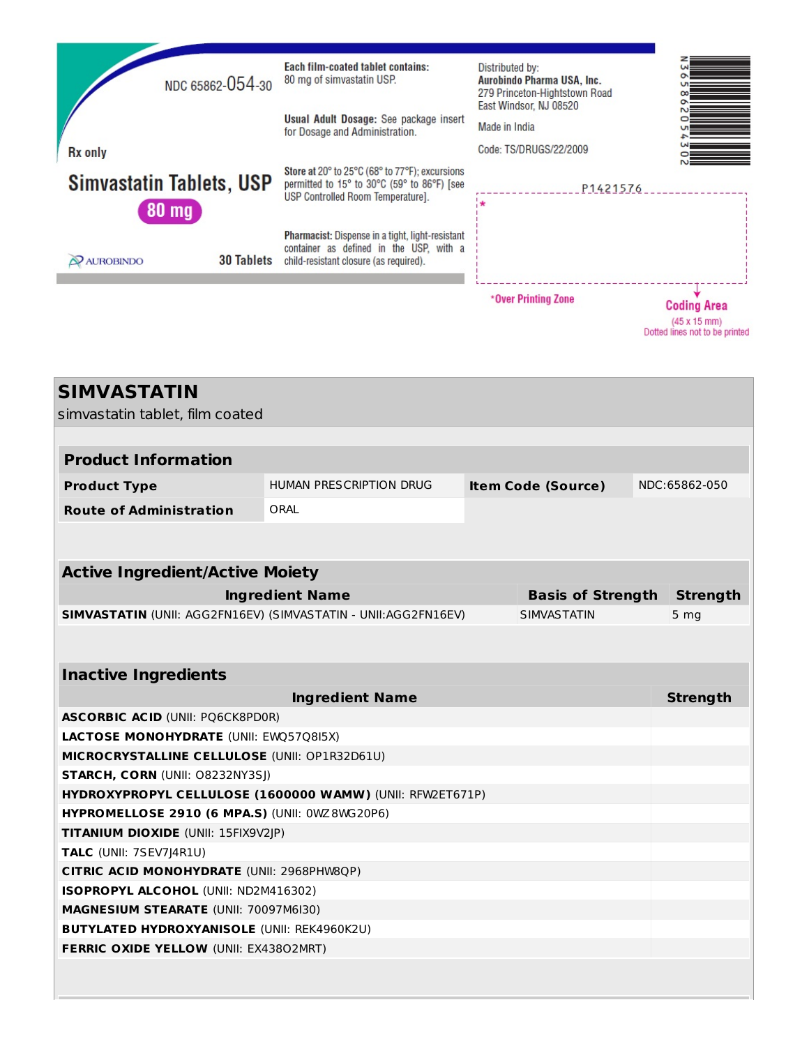NDC 65862-054-30

Rx only

**Simvastatin Tablets, USP**

**80 mg**

AUROBINDO

**30 Tablets**

**Each film-coated tablet contains:** 80 mg of simvastatin USP.

**Usual Adult Dosage:** See package insert for Dosage and Administration.

**Store at** 20° to 25°C (68° to 77°F); excursions permitted to 15° to 30°C (59° to 86°F) [see USP Controlled Room Temperature].

**Pharmacist:** Dispense in a tight, light-resistant container as defined in the USP, with a child-resistant closure (as required).

Distributed by:
**Aurobindo Pharma USA, Inc.**
279 Princeton-Hightstown Road
East Windsor, NJ 08520

Made in India

Code: TS/DRUGS/22/2009

N 3 65862 05430 2

P1421576

*Over Printing Zone

Coding Area
(45 x 15 mm)
Dotted lines not to be printed

# SIMVASTATIN

simvastatin tablet, film coated

| Product Information | | | |
|---|---|---|---|
| **Product Type** | HUMAN PRESCRIPTION DRUG | **Item Code (Source)** | NDC:65862-050 |
| **Route of Administration** | ORAL | | |

| Active Ingredient/Active Moiety | | |
|---|---|---|
| **Ingredient Name** | **Basis of Strength** | **Strength** |
| **SIMVASTATIN** (UNII: AGG2FN16EV) (SIMVASTATIN - UNII:AGG2FN16EV) | SIMVASTATIN | 5 mg |

| Inactive Ingredients | |
|---|---|
| **Ingredient Name** | **Strength** |
| **ASCORBIC ACID** (UNII: PQ6CK8PD0R) | |
| **LACTOSE MONOHYDRATE** (UNII: EWQ57Q8I5X) | |
| **MICROCRYSTALLINE CELLULOSE** (UNII: OP1R32D61U) | |
| **STARCH, CORN** (UNII: O8232NY3SJ) | |
| **HYDROXYPROPYL CELLULOSE (1600000 WAMW)** (UNII: RFW2ET671P) | |
| **HYPROMELLOSE 2910 (6 MPA.S)** (UNII: 0WZ8WG20P6) | |
| **TITANIUM DIOXIDE** (UNII: 15FIX9V2JP) | |
| **TALC** (UNII: 7SEV7J4R1U) | |
| **CITRIC ACID MONOHYDRATE** (UNII: 2968PHW8QP) | |
| **ISOPROPYL ALCOHOL** (UNII: ND2M416302) | |
| **MAGNESIUM STEARATE** (UNII: 70097M6I30) | |
| **BUTYLATED HYDROXYANISOLE** (UNII: REK4960K2U) | |
| **FERRIC OXIDE YELLOW** (UNII: EX438O2MRT) | |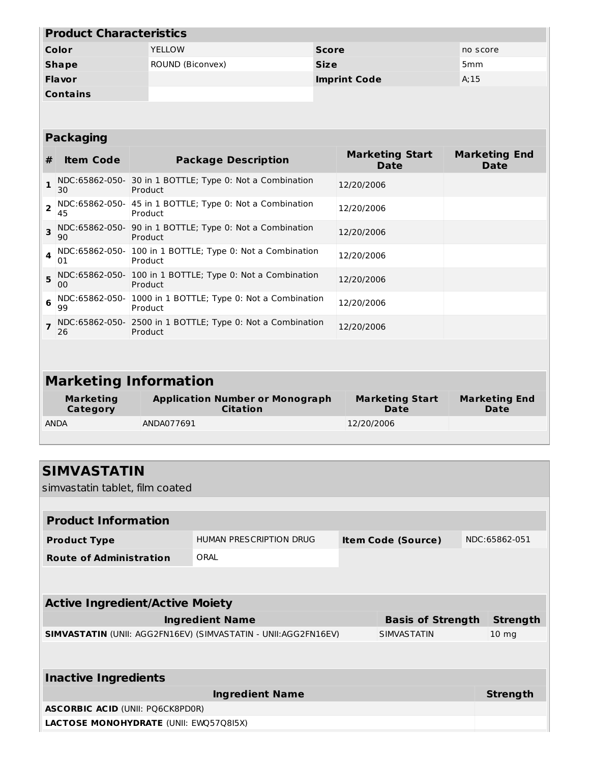| Product Characteristics | | | |
|---|---|---|---|
| **Color** | YELLOW | **Score** | no score |
| **Shape** | ROUND (Biconvex) | **Size** | 5mm |
| **Flavor** | | **Imprint Code** | A;15 |
| **Contains** | | | |

## Packaging

| # | Item Code | Package Description | Marketing Start Date | Marketing End Date |
|---|---|---|---|---|
| 1 | NDC:65862-050-30 | 30 in 1 BOTTLE; Type 0: Not a Combination Product | 12/20/2006 | |
| 2 | NDC:65862-050-45 | 45 in 1 BOTTLE; Type 0: Not a Combination Product | 12/20/2006 | |
| 3 | NDC:65862-050-90 | 90 in 1 BOTTLE; Type 0: Not a Combination Product | 12/20/2006 | |
| 4 | NDC:65862-050-01 | 100 in 1 BOTTLE; Type 0: Not a Combination Product | 12/20/2006 | |
| 5 | NDC:65862-050-00 | 100 in 1 BOTTLE; Type 0: Not a Combination Product | 12/20/2006 | |
| 6 | NDC:65862-050-99 | 1000 in 1 BOTTLE; Type 0: Not a Combination Product | 12/20/2006 | |
| 7 | NDC:65862-050-26 | 2500 in 1 BOTTLE; Type 0: Not a Combination Product | 12/20/2006 | |

## Marketing Information

| Marketing Category | Application Number or Monograph Citation | Marketing Start Date | Marketing End Date |
|---|---|---|---|
| ANDA | ANDA077691 | 12/20/2006 | |

# SIMVASTATIN

simvastatin tablet, film coated

| Product Information | | | |
|---|---|---|---|
| **Product Type** | HUMAN PRESCRIPTION DRUG | **Item Code (Source)** | NDC:65862-051 |
| **Route of Administration** | ORAL | | |

## Active Ingredient/Active Moiety

| Ingredient Name | Basis of Strength | Strength |
|---|---|---|
| **SIMVASTATIN** (UNII: AGG2FN16EV) (SIMVASTATIN - UNII:AGG2FN16EV) | SIMVASTATIN | 10 mg |

## Inactive Ingredients

| Ingredient Name | Strength |
|---|---|
| **ASCORBIC ACID** (UNII: PQ6CK8PD0R) | |
| **LACTOSE MONOHYDRATE** (UNII: EWQ57Q8I5X) | |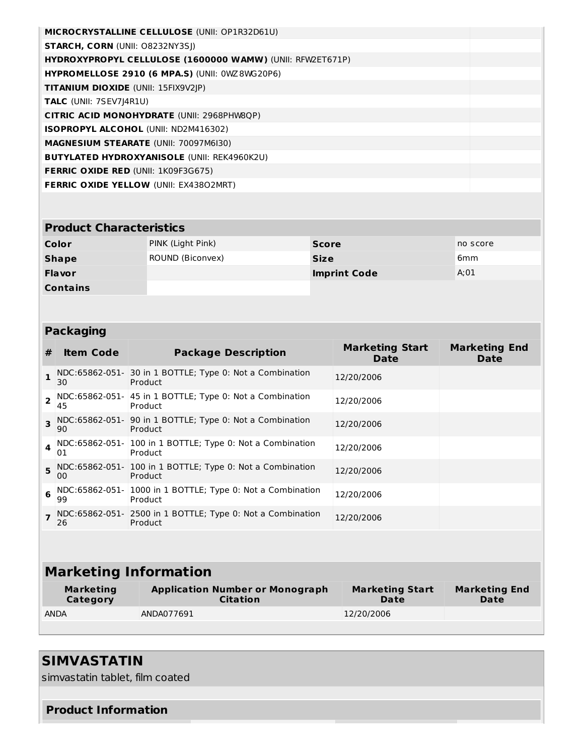| | |
|---|---|
| **MICROCRYSTALLINE CELLULOSE** (UNII: OP1R32D61U) | |
| **STARCH, CORN** (UNII: O8232NY3SJ) | |
| **HYDROXYPROPYL CELLULOSE (1600000 WAMW)** (UNII: RFW2ET671P) | |
| **HYPROMELLOSE 2910 (6 MPA.S)** (UNII: 0WZ8WG20P6) | |
| **TITANIUM DIOXIDE** (UNII: 15FIX9V2JP) | |
| **TALC** (UNII: 7SEV7J4R1U) | |
| **CITRIC ACID MONOHYDRATE** (UNII: 2968PHW8QP) | |
| **ISOPROPYL ALCOHOL** (UNII: ND2M416302) | |
| **MAGNESIUM STEARATE** (UNII: 70097M6I30) | |
| **BUTYLATED HYDROXYANISOLE** (UNII: REK4960K2U) | |
| **FERRIC OXIDE RED** (UNII: 1K09F3G675) | |
| **FERRIC OXIDE YELLOW** (UNII: EX438O2MRT) | |

## Product Characteristics

| | | | |
|---|---|---|---|
| **Color** | PINK (Light Pink) | **Score** | no score |
| **Shape** | ROUND (Biconvex) | **Size** | 6mm |
| **Flavor** | | **Imprint Code** | A;01 |
| **Contains** | | | |

## Packaging

| # | Item Code | Package Description | Marketing Start Date | Marketing End Date |
|---|---|---|---|---|
| 1 | NDC:65862-051-30 | 30 in 1 BOTTLE; Type 0: Not a Combination Product | 12/20/2006 | |
| 2 | NDC:65862-051-45 | 45 in 1 BOTTLE; Type 0: Not a Combination Product | 12/20/2006 | |
| 3 | NDC:65862-051-90 | 90 in 1 BOTTLE; Type 0: Not a Combination Product | 12/20/2006 | |
| 4 | NDC:65862-051-01 | 100 in 1 BOTTLE; Type 0: Not a Combination Product | 12/20/2006 | |
| 5 | NDC:65862-051-00 | 100 in 1 BOTTLE; Type 0: Not a Combination Product | 12/20/2006 | |
| 6 | NDC:65862-051-99 | 1000 in 1 BOTTLE; Type 0: Not a Combination Product | 12/20/2006 | |
| 7 | NDC:65862-051-26 | 2500 in 1 BOTTLE; Type 0: Not a Combination Product | 12/20/2006 | |

## Marketing Information

| Marketing Category | Application Number or Monograph Citation | Marketing Start Date | Marketing End Date |
|---|---|---|---|
| ANDA | ANDA077691 | 12/20/2006 | |

# SIMVASTATIN

simvastatin tablet, film coated

## Product Information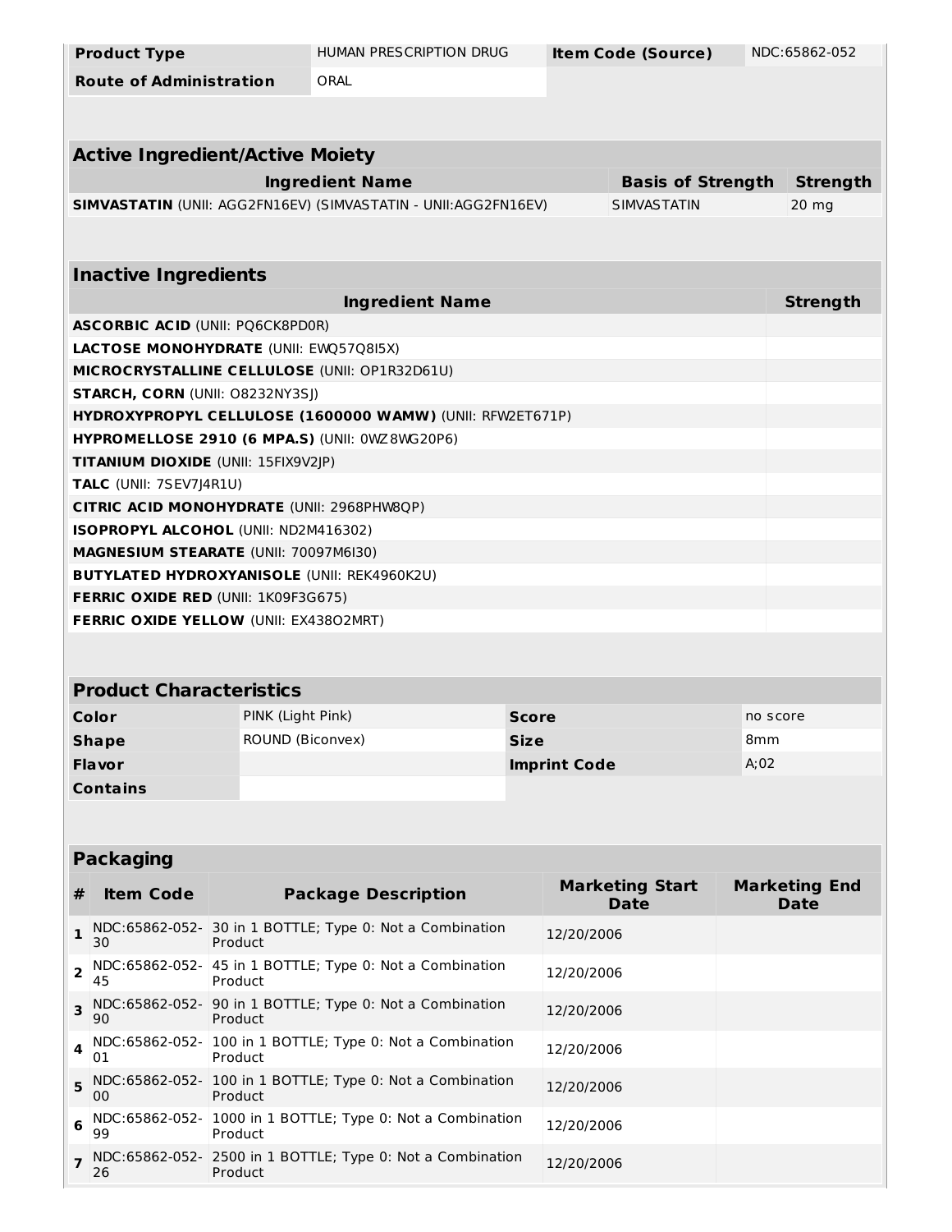| | | | |
|---|---|---|---|
| **Product Type** | HUMAN PRESCRIPTION DRUG | **Item Code (Source)** | NDC:65862-052 |
| **Route of Administration** | ORAL | | |

| **Active Ingredient/Active Moiety** | | |
|---|---|---|
| **Ingredient Name** | **Basis of Strength** | **Strength** |
| **SIMVASTATIN** (UNII: AGG2FN16EV) (SIMVASTATIN - UNII:AGG2FN16EV) | SIMVASTATIN | 20 mg |

| **Inactive Ingredients** | |
|---|---|
| **Ingredient Name** | **Strength** |
| **ASCORBIC ACID** (UNII: PQ6CK8PD0R) | |
| **LACTOSE MONOHYDRATE** (UNII: EWQ57Q8I5X) | |
| **MICROCRYSTALLINE CELLULOSE** (UNII: OP1R32D61U) | |
| **STARCH, CORN** (UNII: O8232NY3SJ) | |
| **HYDROXYPROPYL CELLULOSE (1600000 WAMW)** (UNII: RFW2ET671P) | |
| **HYPROMELLOSE 2910 (6 MPA.S)** (UNII: 0WZ8WG20P6) | |
| **TITANIUM DIOXIDE** (UNII: 15FIX9V2JP) | |
| **TALC** (UNII: 7SEV7J4R1U) | |
| **CITRIC ACID MONOHYDRATE** (UNII: 2968PHW8QP) | |
| **ISOPROPYL ALCOHOL** (UNII: ND2M416302) | |
| **MAGNESIUM STEARATE** (UNII: 70097M6I30) | |
| **BUTYLATED HYDROXYANISOLE** (UNII: REK4960K2U) | |
| **FERRIC OXIDE RED** (UNII: 1K09F3G675) | |
| **FERRIC OXIDE YELLOW** (UNII: EX438O2MRT) | |

| **Product Characteristics** | | | |
|---|---|---|---|
| **Color** | PINK (Light Pink) | **Score** | no score |
| **Shape** | ROUND (Biconvex) | **Size** | 8mm |
| **Flavor** | | **Imprint Code** | A;02 |
| **Contains** | | | |

| **Packaging** | | | | |
|---|---|---|---|---|
| **#** | **Item Code** | **Package Description** | **Marketing Start Date** | **Marketing End Date** |
| **1** | NDC:65862-052-30 | 30 in 1 BOTTLE; Type 0: Not a Combination Product | 12/20/2006 | |
| **2** | NDC:65862-052-45 | 45 in 1 BOTTLE; Type 0: Not a Combination Product | 12/20/2006 | |
| **3** | NDC:65862-052-90 | 90 in 1 BOTTLE; Type 0: Not a Combination Product | 12/20/2006 | |
| **4** | NDC:65862-052-01 | 100 in 1 BOTTLE; Type 0: Not a Combination Product | 12/20/2006 | |
| **5** | NDC:65862-052-00 | 100 in 1 BOTTLE; Type 0: Not a Combination Product | 12/20/2006 | |
| **6** | NDC:65862-052-99 | 1000 in 1 BOTTLE; Type 0: Not a Combination Product | 12/20/2006 | |
| **7** | NDC:65862-052-26 | 2500 in 1 BOTTLE; Type 0: Not a Combination Product | 12/20/2006 | |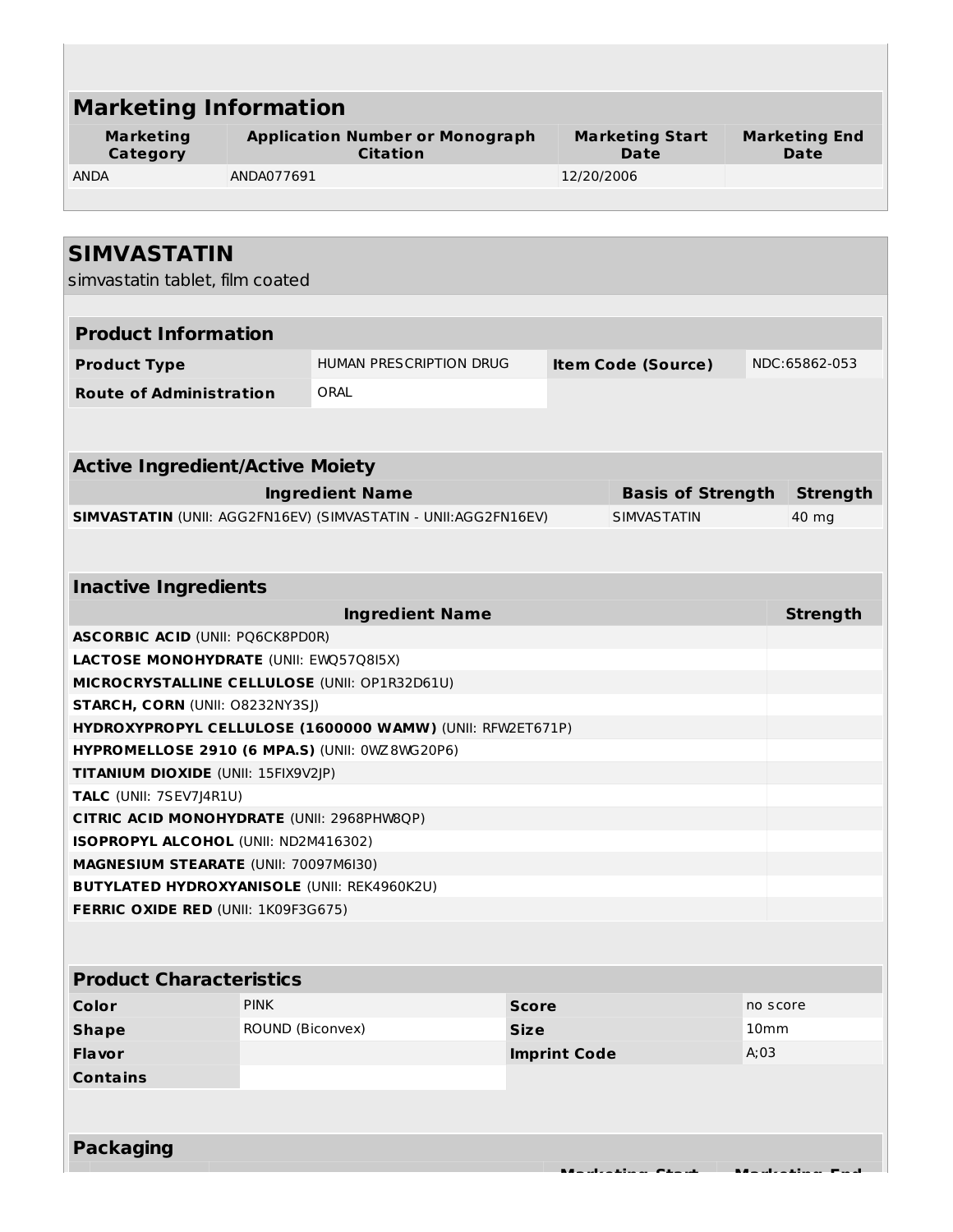## Marketing Information

| Marketing Category | Application Number or Monograph Citation | Marketing Start Date | Marketing End Date |
|---|---|---|---|
| ANDA | ANDA077691 | 12/20/2006 | |

# SIMVASTATIN

simvastatin tablet, film coated

## Product Information

| | | | |
|---|---|---|---|
| **Product Type** | HUMAN PRESCRIPTION DRUG | **Item Code (Source)** | NDC:65862-053 |
| **Route of Administration** | ORAL | | |

## Active Ingredient/Active Moiety

| Ingredient Name | Basis of Strength | Strength |
|---|---|---|
| **SIMVASTATIN** (UNII: AGG2FN16EV) (SIMVASTATIN - UNII:AGG2FN16EV) | SIMVASTATIN | 40 mg |

## Inactive Ingredients

| Ingredient Name | Strength |
|---|---|
| **ASCORBIC ACID** (UNII: PQ6CK8PD0R) | |
| **LACTOSE MONOHYDRATE** (UNII: EWQ57Q8I5X) | |
| **MICROCRYSTALLINE CELLULOSE** (UNII: OP1R32D61U) | |
| **STARCH, CORN** (UNII: O8232NY3SJ) | |
| **HYDROXYPROPYL CELLULOSE (1600000 WAMW)** (UNII: RFW2ET671P) | |
| **HYPROMELLOSE 2910 (6 MPA.S)** (UNII: 0WZ8WG20P6) | |
| **TITANIUM DIOXIDE** (UNII: 15FIX9V2JP) | |
| **TALC** (UNII: 7SEV7J4R1U) | |
| **CITRIC ACID MONOHYDRATE** (UNII: 2968PHW8QP) | |
| **ISOPROPYL ALCOHOL** (UNII: ND2M416302) | |
| **MAGNESIUM STEARATE** (UNII: 70097M6I30) | |
| **BUTYLATED HYDROXYANISOLE** (UNII: REK4960K2U) | |
| **FERRIC OXIDE RED** (UNII: 1K09F3G675) | |

## Product Characteristics

| | | | |
|---|---|---|---|
| **Color** | PINK | **Score** | no score |
| **Shape** | ROUND (Biconvex) | **Size** | 10mm |
| **Flavor** | | **Imprint Code** | A;03 |
| **Contains** | | | |

## Packaging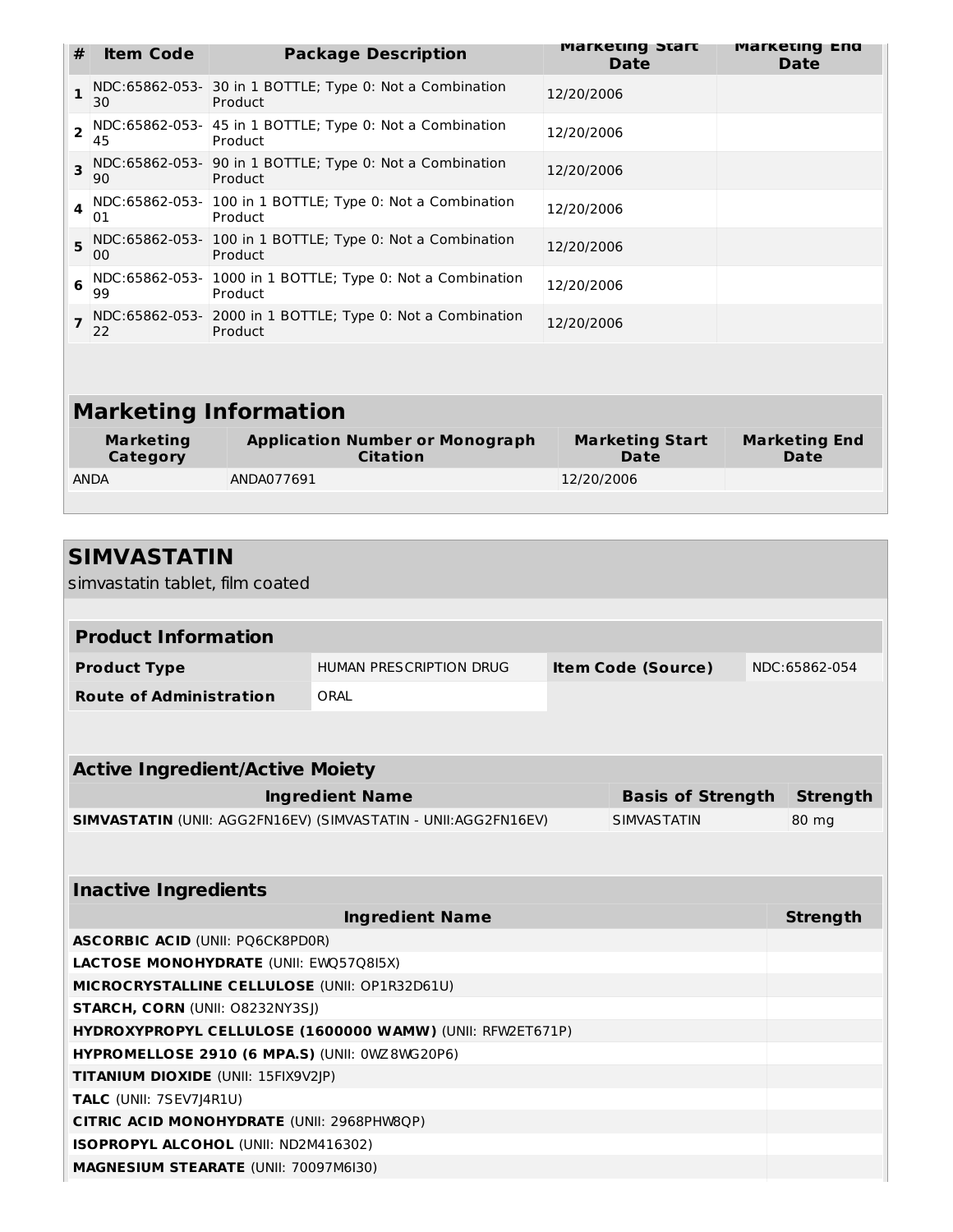| # | Item Code | Package Description | Marketing Start Date | Marketing End Date |
|---|---|---|---|---|
| 1 | NDC:65862-053-30 | 30 in 1 BOTTLE; Type 0: Not a Combination Product | 12/20/2006 | |
| 2 | NDC:65862-053-45 | 45 in 1 BOTTLE; Type 0: Not a Combination Product | 12/20/2006 | |
| 3 | NDC:65862-053-90 | 90 in 1 BOTTLE; Type 0: Not a Combination Product | 12/20/2006 | |
| 4 | NDC:65862-053-01 | 100 in 1 BOTTLE; Type 0: Not a Combination Product | 12/20/2006 | |
| 5 | NDC:65862-053-00 | 100 in 1 BOTTLE; Type 0: Not a Combination Product | 12/20/2006 | |
| 6 | NDC:65862-053-99 | 1000 in 1 BOTTLE; Type 0: Not a Combination Product | 12/20/2006 | |
| 7 | NDC:65862-053-22 | 2000 in 1 BOTTLE; Type 0: Not a Combination Product | 12/20/2006 | |

## Marketing Information

| Marketing Category | Application Number or Monograph Citation | Marketing Start Date | Marketing End Date |
|---|---|---|---|
| ANDA | ANDA077691 | 12/20/2006 | |

# SIMVASTATIN

simvastatin tablet, film coated

### Product Information

| | | | |
|---|---|---|---|
| **Product Type** | HUMAN PRESCRIPTION DRUG | **Item Code (Source)** | NDC:65862-054 |
| **Route of Administration** | ORAL | | |

### Active Ingredient/Active Moiety

| Ingredient Name | Basis of Strength | Strength |
|---|---|---|
| **SIMVASTATIN** (UNII: AGG2FN16EV) (SIMVASTATIN - UNII:AGG2FN16EV) | SIMVASTATIN | 80 mg |

### Inactive Ingredients

| Ingredient Name | Strength |
|---|---|
| **ASCORBIC ACID** (UNII: PQ6CK8PD0R) | |
| **LACTOSE MONOHYDRATE** (UNII: EWQ57Q8I5X) | |
| **MICROCRYSTALLINE CELLULOSE** (UNII: OP1R32D61U) | |
| **STARCH, CORN** (UNII: O8232NY3SJ) | |
| **HYDROXYPROPYL CELLULOSE (1600000 WAMW)** (UNII: RFW2ET671P) | |
| **HYPROMELLOSE 2910 (6 MPA.S)** (UNII: 0WZ8WG20P6) | |
| **TITANIUM DIOXIDE** (UNII: 15FIX9V2JP) | |
| **TALC** (UNII: 7SEV7J4R1U) | |
| **CITRIC ACID MONOHYDRATE** (UNII: 2968PHW8QP) | |
| **ISOPROPYL ALCOHOL** (UNII: ND2M416302) | |
| **MAGNESIUM STEARATE** (UNII: 70097M6I30) | |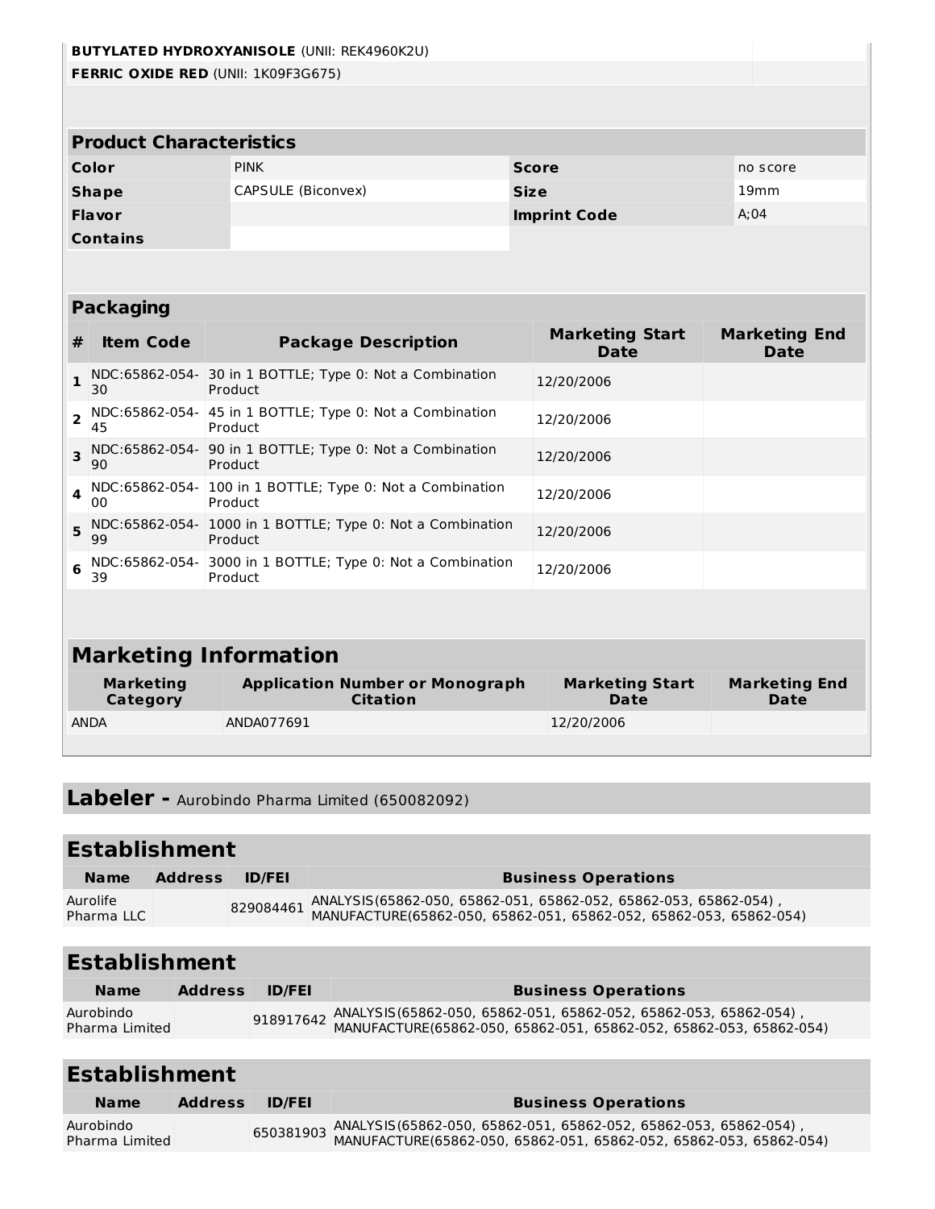| | |
|---|---|
| **BUTYLATED HYDROXYANISOLE** (UNII: REK4960K2U) | |
| **FERRIC OXIDE RED** (UNII: 1K09F3G675) | |

| **Product Characteristics** | | | |
|---|---|---|---|
| **Color** | PINK | **Score** | no score |
| **Shape** | CAPSULE (Biconvex) | **Size** | 19mm |
| **Flavor** | | **Imprint Code** | A;04 |
| **Contains** | | | |

**Packaging**

| # | Item Code | Package Description | Marketing Start Date | Marketing End Date |
|---|---|---|---|---|
| 1 | NDC:65862-054-30 | 30 in 1 BOTTLE; Type 0: Not a Combination Product | 12/20/2006 | |
| 2 | NDC:65862-054-45 | 45 in 1 BOTTLE; Type 0: Not a Combination Product | 12/20/2006 | |
| 3 | NDC:65862-054-90 | 90 in 1 BOTTLE; Type 0: Not a Combination Product | 12/20/2006 | |
| 4 | NDC:65862-054-00 | 100 in 1 BOTTLE; Type 0: Not a Combination Product | 12/20/2006 | |
| 5 | NDC:65862-054-99 | 1000 in 1 BOTTLE; Type 0: Not a Combination Product | 12/20/2006 | |
| 6 | NDC:65862-054-39 | 3000 in 1 BOTTLE; Type 0: Not a Combination Product | 12/20/2006 | |

## Marketing Information

| Marketing Category | Application Number or Monograph Citation | Marketing Start Date | Marketing End Date |
|---|---|---|---|
| ANDA | ANDA077691 | 12/20/2006 | |

## Labeler - Aurobindo Pharma Limited (650082092)

## Establishment

| Name | Address | ID/FEI | Business Operations |
|---|---|---|---|
| Aurolife Pharma LLC | | 829084461 | ANALYSIS(65862-050, 65862-051, 65862-052, 65862-053, 65862-054) , MANUFACTURE(65862-050, 65862-051, 65862-052, 65862-053, 65862-054) |

## Establishment

| Name | Address | ID/FEI | Business Operations |
|---|---|---|---|
| Aurobindo Pharma Limited | | 918917642 | ANALYSIS(65862-050, 65862-051, 65862-052, 65862-053, 65862-054) , MANUFACTURE(65862-050, 65862-051, 65862-052, 65862-053, 65862-054) |

## Establishment

| Name | Address | ID/FEI | Business Operations |
|---|---|---|---|
| Aurobindo Pharma Limited | | 650381903 | ANALYSIS(65862-050, 65862-051, 65862-052, 65862-053, 65862-054) , MANUFACTURE(65862-050, 65862-051, 65862-052, 65862-053, 65862-054) |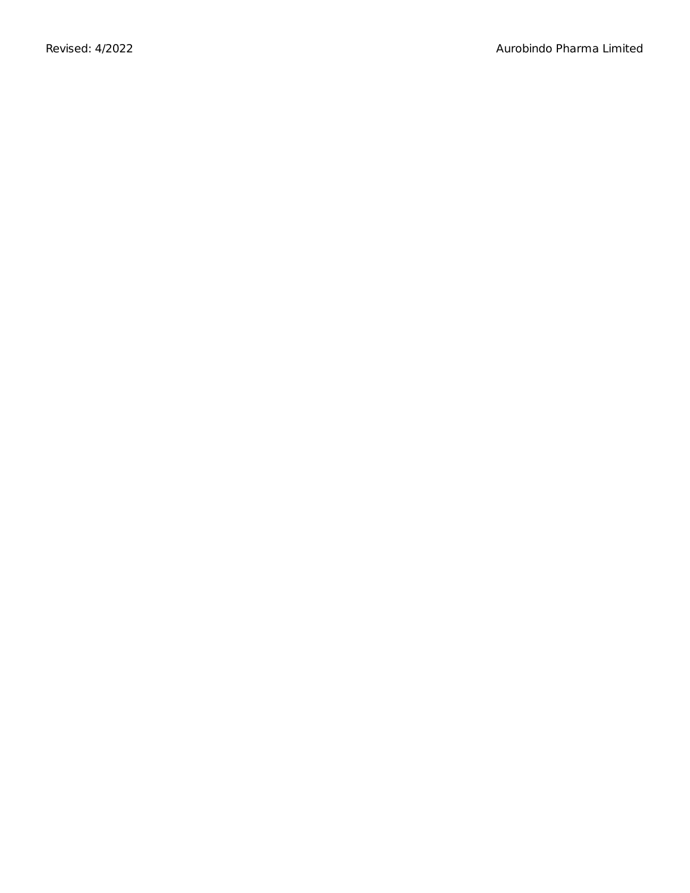Revised: 4/2022 Aurobindo Pharma Limited